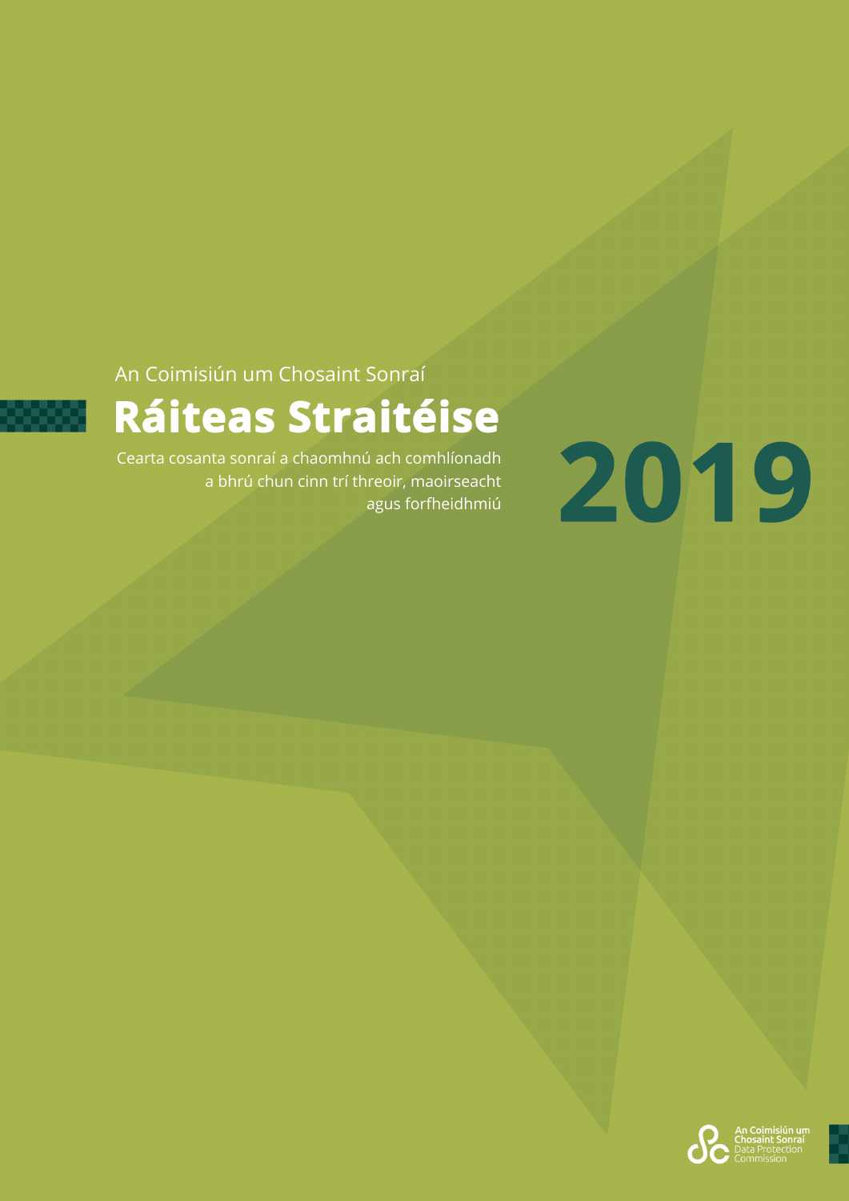An Coimisiún um Chosaint Sonraí

# Ráiteas Straitéise

Cearta cosanta sonraí a chaomhnú ach comhlíonadh a bhrú chun cinn trí threoir, maoirseacht agus forfheidhmiú

**2019**

An Coimisiún um Chosaint Sonraí
Data Protection Commission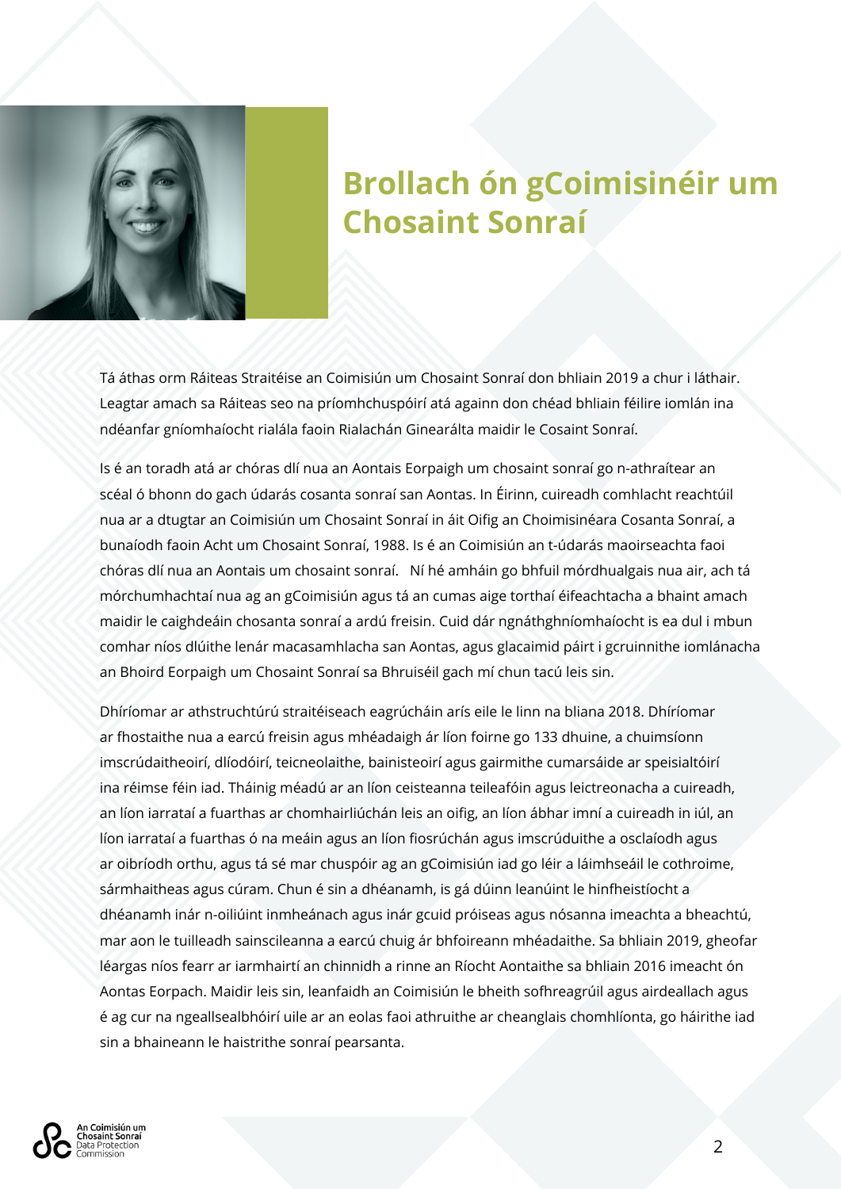# Brollach ón gCoimisinéir um Chosaint Sonraí

Tá áthas orm Ráiteas Straitéise an Coimisiún um Chosaint Sonraí don bhliain 2019 a chur i láthair. Leagtar amach sa Ráiteas seo na príomhchuspóirí atá againn don chéad bhliain féilire iomlán ina ndéanfar gníomhaíocht rialála faoin Rialachán Ginearálta maidir le Cosaint Sonraí.

Is é an toradh atá ar chóras dlí nua an Aontais Eorpaigh um chosaint sonraí go n-athraítear an scéal ó bhonn do gach údarás cosanta sonraí san Aontas. In Éirinn, cuireadh comhlacht reachtúil nua ar a dtugtar an Coimisiún um Chosaint Sonraí in áit Oifig an Choimisinéara Cosanta Sonraí, a bunaíodh faoin Acht um Chosaint Sonraí, 1988. Is é an Coimisiún an t-údarás maoirseachta faoi chóras dlí nua an Aontais um chosaint sonraí. Ní hé amháin go bhfuil mórdhualgais nua air, ach tá mórchumhachtaí nua ag an gCoimisiún agus tá an cumas aige torthaí éifeachtacha a bhaint amach maidir le caighdeáin chosanta sonraí a ardú freisin. Cuid dár ngnáthghníomhaíocht is ea dul i mbun comhar níos dlúithe lenár macasamhlacha san Aontas, agus glacaimid páirt i gcruinnithe iomlánacha an Bhoird Eorpaigh um Chosaint Sonraí sa Bhruiséil gach mí chun tacú leis sin.

Dhíríomar ar athstruchtúrú straitéiseach eagrúcháin arís eile le linn na bliana 2018. Dhíríomar ar fhostaithe nua a earcú freisin agus mhéadaigh ár líon foirne go 133 dhuine, a chuimsíonn imscrúdaitheoirí, dlíodóirí, teicneolaithe, bainisteoirí agus gairmithe cumarsáide ar speisialtóirí ina réimse féin iad. Tháinig méadú ar an líon ceisteanna teileafóin agus leictreonacha a cuireadh, an líon iarrataí a fuarthas ar chomhairliúchán leis an oifig, an líon ábhar imní a cuireadh in iúl, an líon iarrataí a fuarthas ó na meáin agus an líon fiosrúchán agus imscrúduithe a osclaíodh agus ar oibríodh orthu, agus tá sé mar chuspóir ag an gCoimisiún iad go léir a láimhseáil le cothroime, sármhaitheas agus cúram. Chun é sin a dhéanamh, is gá dúinn leanúint le hinfheistíocht a dhéanamh inár n-oiliúint inmheánach agus inár gcuid próiseas agus nósanna imeachta a bheachtú, mar aon le tuilleadh sainscileanna a earcú chuig ár bhfoireann mhéadaithe. Sa bhliain 2019, gheofar léargas níos fearr ar iarmhairtí an chinnidh a rinne an Ríocht Aontaithe sa bhliain 2016 imeacht ón Aontas Eorpach. Maidir leis sin, leanfaidh an Coimisiún le bheith sofhreagrúil agus airdeallach agus é ag cur na ngeallsealbhóirí uile ar an eolas faoi athruithe ar cheanglais chomhlíonta, go háirithe iad sin a bhaineann le haistrithe sonraí pearsanta.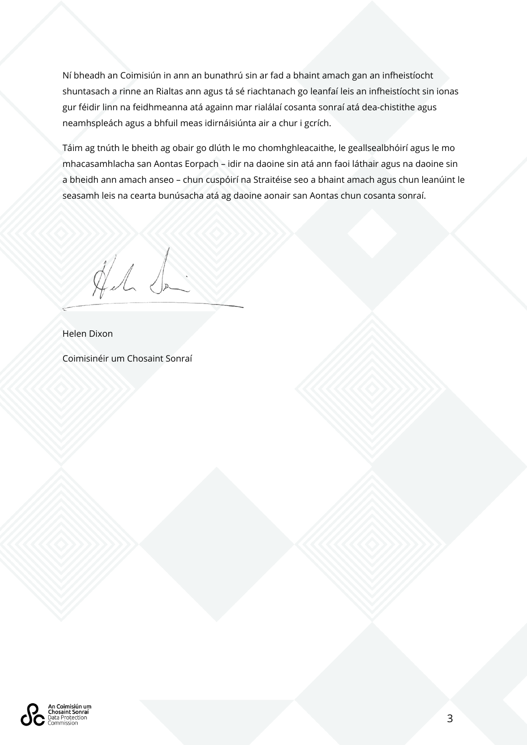Ní bheadh an Coimisiún in ann an bunathrú sin ar fad a bhaint amach gan an infheistíocht shuntasach a rinne an Rialtas ann agus tá sé riachtanach go leanfaí leis an infheistíocht sin ionas gur féidir linn na feidhmeanna atá againn mar rialálaí cosanta sonraí atá dea-chistithe agus neamhspleách agus a bhfuil meas idirnáisiúnta air a chur i gcrích.

Táim ag tnúth le bheith ag obair go dlúth le mo chomhghleacaithe, le geallsealbhóirí agus le mo mhacasamhlacha san Aontas Eorpach – idir na daoine sin atá ann faoi láthair agus na daoine sin a bheidh ann amach anseo – chun cuspóirí na Straitéise seo a bhaint amach agus chun leanúint le seasamh leis na cearta bunúsacha atá ag daoine aonair san Aontas chun cosanta sonraí.

Helen Dixon

Coimisinéir um Chosaint Sonraí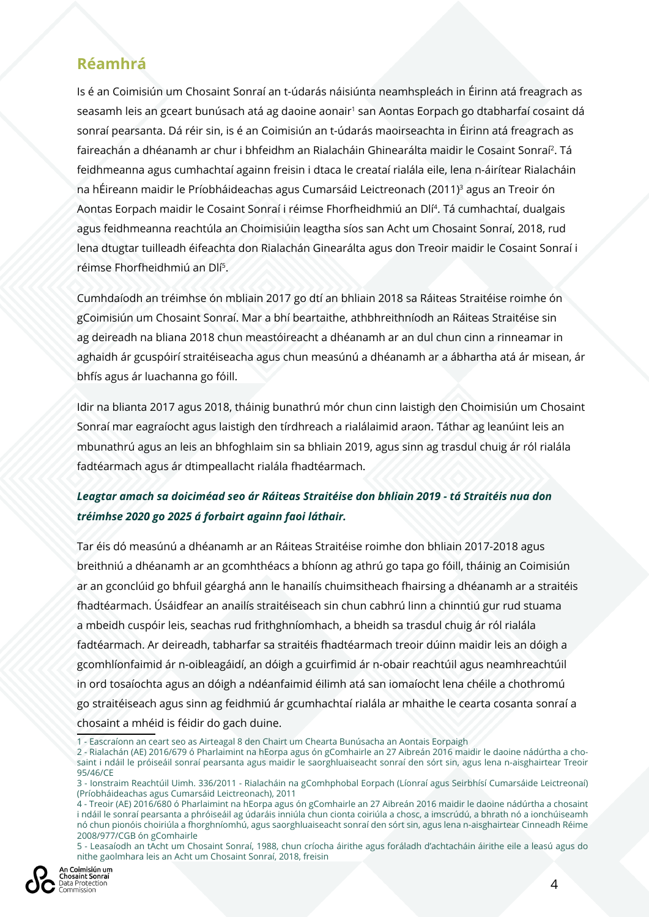## Réamhrá

Is é an Coimisiún um Chosaint Sonraí an t-údarás náisiúnta neamhspleách in Éirinn atá freagrach as seasamh leis an gceart bunúsach atá ag daoine aonair[1] san Aontas Eorpach go dtabharfaí cosaint dá sonraí pearsanta. Dá réir sin, is é an Coimisiún an t-údarás maoirseachta in Éirinn atá freagrach as faireachán a dhéanamh ar chur i bhfeidhm an Rialacháin Ghinearálta maidir le Cosaint Sonraí[2]. Tá feidhmeanna agus cumhachtaí againn freisin i dtaca le creataí rialála eile, lena n-áirítear Rialacháin na hÉireann maidir le Príobháideachas agus Cumarsáid Leictreonach (2011)[3] agus an Treoir ón Aontas Eorpach maidir le Cosaint Sonraí i réimse Fhorfheidhmiú an Dlí[4]. Tá cumhachtaí, dualgais agus feidhmeanna reachtúla an Choimisiúin leagtha síos san Acht um Chosaint Sonraí, 2018, rud lena dtugtar tuilleadh éifeachta don Rialachán Ginearálta agus don Treoir maidir le Cosaint Sonraí i réimse Fhorfheidhmiú an Dlí[5].

Cumhdaíodh an tréimhse ón mbliain 2017 go dtí an bhliain 2018 sa Ráiteas Straitéise roimhe ón gCoimisiún um Chosaint Sonraí. Mar a bhí beartaithe, athbhreithníodh an Ráiteas Straitéise sin ag deireadh na bliana 2018 chun meastóireacht a dhéanamh ar an dul chun cinn a rinneamar in aghaidh ár gcuspóirí straitéiseacha agus chun measúnú a dhéanamh ar a ábhartha atá ár misean, ár bhfís agus ár luachanna go fóill.

Idir na blianta 2017 agus 2018, tháinig bunathrú mór chun cinn laistigh den Choimisiún um Chosaint Sonraí mar eagraíocht agus laistigh den tírdhreach a rialálaimid araon. Táthar ag leanúint leis an mbunathrú agus an leis an bhfoghlaim sin sa bhliain 2019, agus sinn ag trasdul chuig ár ról rialála fadtéarmach agus ár dtimpeallacht rialála fhadtéarmach.

***Leagtar amach sa doiciméad seo ár Ráiteas Straitéise don bhliain 2019 - tá Straitéis nua don tréimhse 2020 go 2025 á forbairt againn faoi láthair.***

Tar éis dó measúnú a dhéanamh ar an Ráiteas Straitéise roimhe don bhliain 2017-2018 agus breithniú a dhéanamh ar an gcomhthéacs a bhíonn ag athrú go tapa go fóill, tháinig an Coimisiún ar an gconclúid go bhfuil géarghá ann le hanailís chuimsitheach fhairsing a dhéanamh ar a straitéis fhadtéarmach. Úsáidfear an anailís straitéiseach sin chun cabhrú linn a chinntiú gur rud stuama a mbeidh cuspóir leis, seachas rud frithghníomhach, a bheidh sa trasdul chuig ár ról rialála fadtéarmach. Ar deireadh, tabharfar sa straitéis fhadtéarmach treoir dúinn maidir leis an dóigh a gcomhlíonfaimid ár n-oibleagáidí, an dóigh a gcuirfimid ár n-obair reachtúil agus neamhreachtúil in ord tosaíochta agus an dóigh a ndéanfaimid éilimh atá san iomaíocht lena chéile a chothromú go straitéiseach agus sinn ag feidhmiú ár gcumhachtaí rialála ar mhaithe le cearta cosanta sonraí a chosaint a mhéid is féidir do gach duine.

---

1 - Eascraíonn an ceart seo as Airteagal 8 den Chairt um Chearta Bunúsacha an Aontais Eorpaigh

2 - Rialachán (AE) 2016/679 ó Pharlaimint na hEorpa agus ón gComhairle an 27 Aibreán 2016 maidir le daoine nádúrtha a chosaint i ndáil le próiseáil sonraí pearsanta agus maidir le saorghluaiseacht sonraí den sórt sin, agus lena n-aisghairtear Treoir 95/46/CE

3 - Ionstraim Reachtúil Uimh. 336/2011 - Rialacháin na gComhphobal Eorpach (Líonraí agus Seirbhísí Cumarsáide Leictreonaí) (Príobháideachas agus Cumarsáid Leictreonach), 2011

4 - Treoir (AE) 2016/680 ó Pharlaimint na hEorpa agus ón gComhairle an 27 Aibreán 2016 maidir le daoine nádúrtha a chosaint i ndáil le sonraí pearsanta a phróiseáil ag údaráis inniúla chun cionta coiriúla a chosc, a imscrúdú, a bhrath nó a ionchúiseamh nó chun pionóis choiriúla a fhorghníomhú, agus saorghluaiseacht sonraí den sórt sin, agus lena n-aisghairtear Cinneadh Réime 2008/977/CGB ón gComhairle

5 - Leasaíodh an tAcht um Chosaint Sonraí, 1988, chun críocha áirithe agus forálacha d'achtacháin áirithe eile a leasú agus do nithe gaolmhara leis an Acht um Chosaint Sonraí, 2018, freisin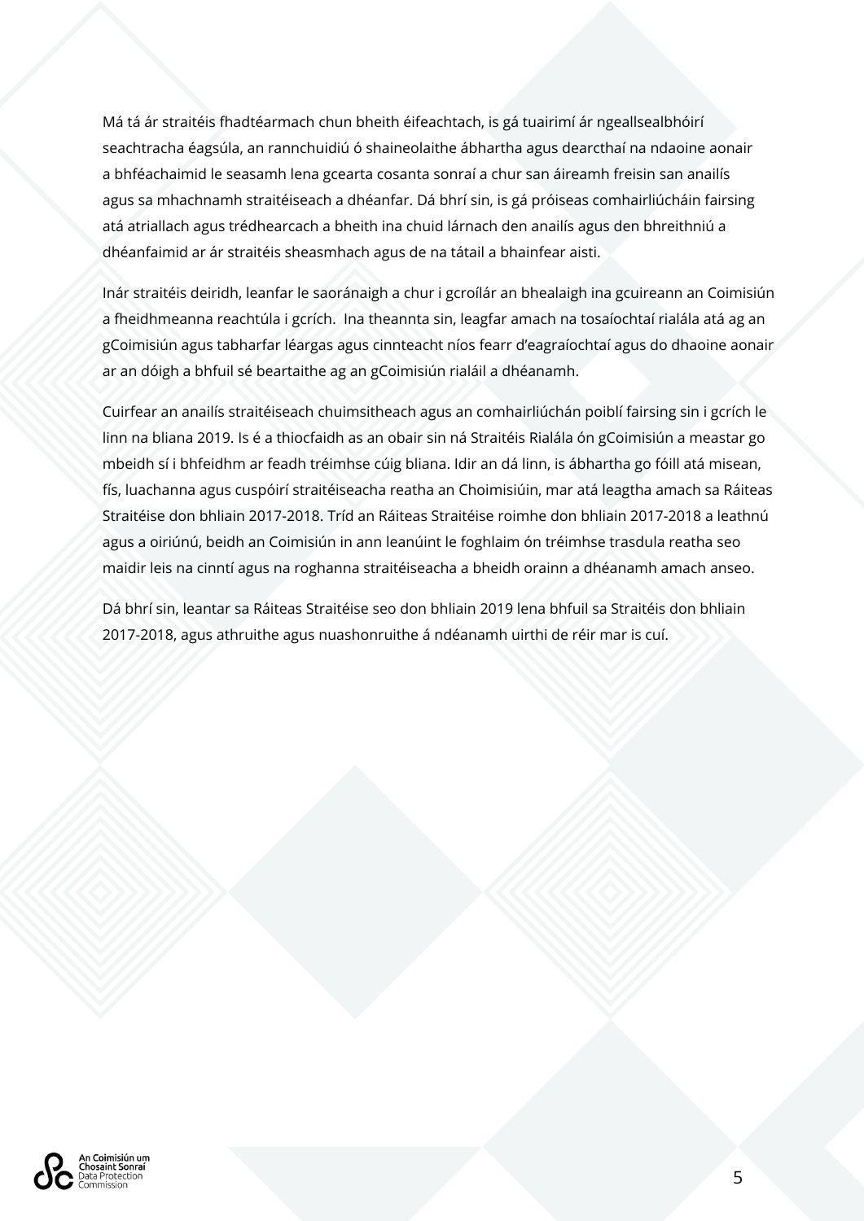Má tá ár straitéis fhadtéarmach chun bheith éifeachtach, is gá tuairimí ár ngeallsealbhóirí seachtracha éagsúla, an rannchuidiú ó shaineolaithe ábhartha agus dearcthaí na ndaoine aonair a bhféachaimid le seasamh lena gcearta cosanta sonraí a chur san áireamh freisin san anailís agus sa mhachnamh straitéiseach a dhéanfar. Dá bhrí sin, is gá próiseas comhairliúcháin fairsing atá atriallach agus trédhearcach a bheith ina chuid lárnach den anailís agus den bhreithniú a dhéanfaimid ar ár straitéis sheasmhach agus de na tátail a bhainfear aisti.

Inár straitéis deiridh, leanfar le saoránaigh a chur i gcroílár an bhealaigh ina gcuireann an Coimisiún a fheidhmeanna reachtúla i gcrích.  Ina theannta sin, leagfar amach na tosaíochtaí rialála atá ag an gCoimisiún agus tabharfar léargas agus cinnteacht níos fearr d'eagraíochtaí agus do dhaoine aonair ar an dóigh a bhfuil sé beartaithe ag an gCoimisiún rialáil a dhéanamh.

Cuirfear an anailís straitéiseach chuimsitheach agus an comhairliúchán poiblí fairsing sin i gcrích le linn na bliana 2019. Is é a thiocfaidh as an obair sin ná Straitéis Rialála ón gCoimisiún a meastar go mbeidh sí i bhfeidhm ar feadh tréimhse cúig bliana. Idir an dá linn, is ábhartha go fóill atá misean, fís, luachanna agus cuspóirí straitéiseacha reatha an Choimisiúin, mar atá leagtha amach sa Ráiteas Straitéise don bhliain 2017-2018. Tríd an Ráiteas Straitéise roimhe don bhliain 2017-2018 a leathnú agus a oiriúnú, beidh an Coimisiún in ann leanúint le foghlaim ón tréimhse trasdula reatha seo maidir leis na cinntí agus na roghanna straitéiseacha a bheidh orainn a dhéanamh amach anseo.

Dá bhrí sin, leantar sa Ráiteas Straitéise seo don bhliain 2019 lena bhfuil sa Straitéis don bhliain 2017-2018, agus athruithe agus nuashonruithe á ndéanamh uirthi de réir mar is cuí.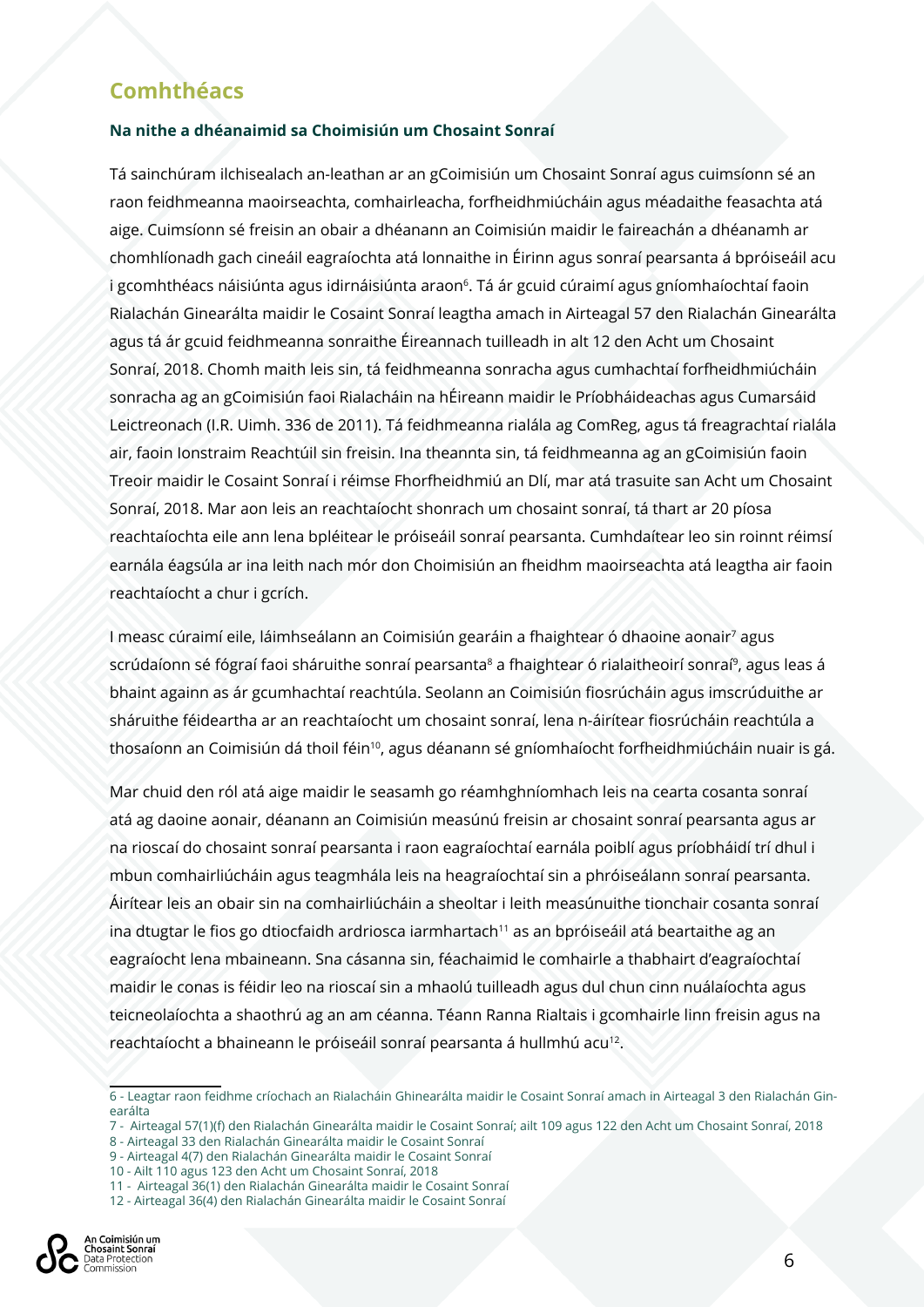## Comhthéacs

### Na nithe a dhéanaimid sa Choimisiún um Chosaint Sonraí

Tá sainchúram ilchisealach an-leathan ar an gCoimisiún um Chosaint Sonraí agus cuimsíonn sé an raon feidhmeanna maoirseachta, comhairleacha, forfheidhmiúcháin agus méadaithe feasachta atá aige. Cuimsíonn sé freisin an obair a dhéanann an Coimisiún maidir le faireachán a dhéanamh ar chomhlíonadh gach cineáil eagraíochta atá lonnaithe in Éirinn agus sonraí pearsanta á bpróiseáil acu i gcomhthéacs náisiúnta agus idirnáisiúnta araon[6]. Tá ár gcuid cúraimí agus gníomhaíochtaí faoin Rialachán Ginearálta maidir le Cosaint Sonraí leagtha amach in Airteagal 57 den Rialachán Ginearálta agus tá ár gcuid feidhmeanna sonraithe Éireannach tuilleadh in alt 12 den Acht um Chosaint Sonraí, 2018. Chomh maith leis sin, tá feidhmeanna sonracha agus cumhachtaí forfheidhmiúcháin sonracha ag an gCoimisiún faoi Rialacháin na hÉireann maidir le Príobháideachas agus Cumarsáid Leictreonach (I.R. Uimh. 336 de 2011). Tá feidhmeanna rialála ag ComReg, agus tá freagrachtaí rialála air, faoin Ionstraim Reachtúil sin freisin. Ina theannta sin, tá feidhmeanna ag an gCoimisiún faoin Treoir maidir le Cosaint Sonraí i réimse Fhorfheidhmiú an Dlí, mar atá trasuite san Acht um Chosaint Sonraí, 2018. Mar aon leis an reachtaíocht shonrach um chosaint sonraí, tá thart ar 20 píosa reachtaíochta eile ann lena bpléitear le próiseáil sonraí pearsanta. Cumhdaítear leo sin roinnt réimsí earnála éagsúla ar ina leith nach mór don Choimisiún an fheidhm maoirseachta atá leagtha air faoin reachtaíocht a chur i gcrích.

I measc cúraimí eile, láimhseálann an Coimisiún gearáin a fhaightear ó dhaoine aonair[7] agus scrúdaíonn sé fógraí faoi sháruithe sonraí pearsanta[8] a fhaightear ó rialaitheoirí sonraí[9], agus leas á bhaint againn as ár gcumhachtaí reachtúla. Seolann an Coimisiún fiosrúcháin agus imscrúduithe ar sháruithe féideartha ar an reachtaíocht um chosaint sonraí, lena n-áirítear fiosrúcháin reachtúla a thosaíonn an Coimisiún dá thoil féin[10], agus déanann sé gníomhaíocht forfheidhmiúcháin nuair is gá.

Mar chuid den ról atá aige maidir le seasamh go réamhghníomhach leis na cearta cosanta sonraí atá ag daoine aonair, déanann an Coimisiún measúnú freisin ar chosaint sonraí pearsanta agus ar na rioscaí do chosaint sonraí pearsanta i raon eagraíochtaí earnála poiblí agus príobháidí trí dhul i mbun comhairliúcháin agus teagmhála leis na heagraíochtaí sin a phróiseálann sonraí pearsanta. Áirítear leis an obair sin na comhairliúcháin a sheoltar i leith measúnuithe tionchair cosanta sonraí ina dtugtar le fios go dtiocfaidh ardriosca iarmhartach[11] as an bpróiseáil atá beartaithe ag an eagraíocht lena mbaineann. Sna cásanna sin, féachaimid le comhairle a thabhairt d'eagraíochtaí maidir le conas is féidir leo na rioscaí sin a mhaolú tuilleadh agus dul chun cinn nuálaíochta agus teicneolaíochta a shaothrú ag an am céanna. Téann Ranna Rialtais i gcomhairle linn freisin agus na reachtaíocht a bhaineann le próiseáil sonraí pearsanta á hullmhú acu[12].

---

6 - Leagtar raon feidhme críochach an Rialacháin Ghinearálta maidir le Cosaint Sonraí amach in Airteagal 3 den Rialachán Ginearálta

7 - Airteagal 57(1)(f) den Rialachán Ginearálta maidir le Cosaint Sonraí; ailt 109 agus 122 den Acht um Chosaint Sonraí, 2018

8 - Airteagal 33 den Rialachán Ginearálta maidir le Cosaint Sonraí

9 - Airteagal 4(7) den Rialachán Ginearálta maidir le Cosaint Sonraí

10 - Ailt 110 agus 123 den Acht um Chosaint Sonraí, 2018

11 - Airteagal 36(1) den Rialachán Ginearálta maidir le Cosaint Sonraí

12 - Airteagal 36(4) den Rialachán Ginearálta maidir le Cosaint Sonraí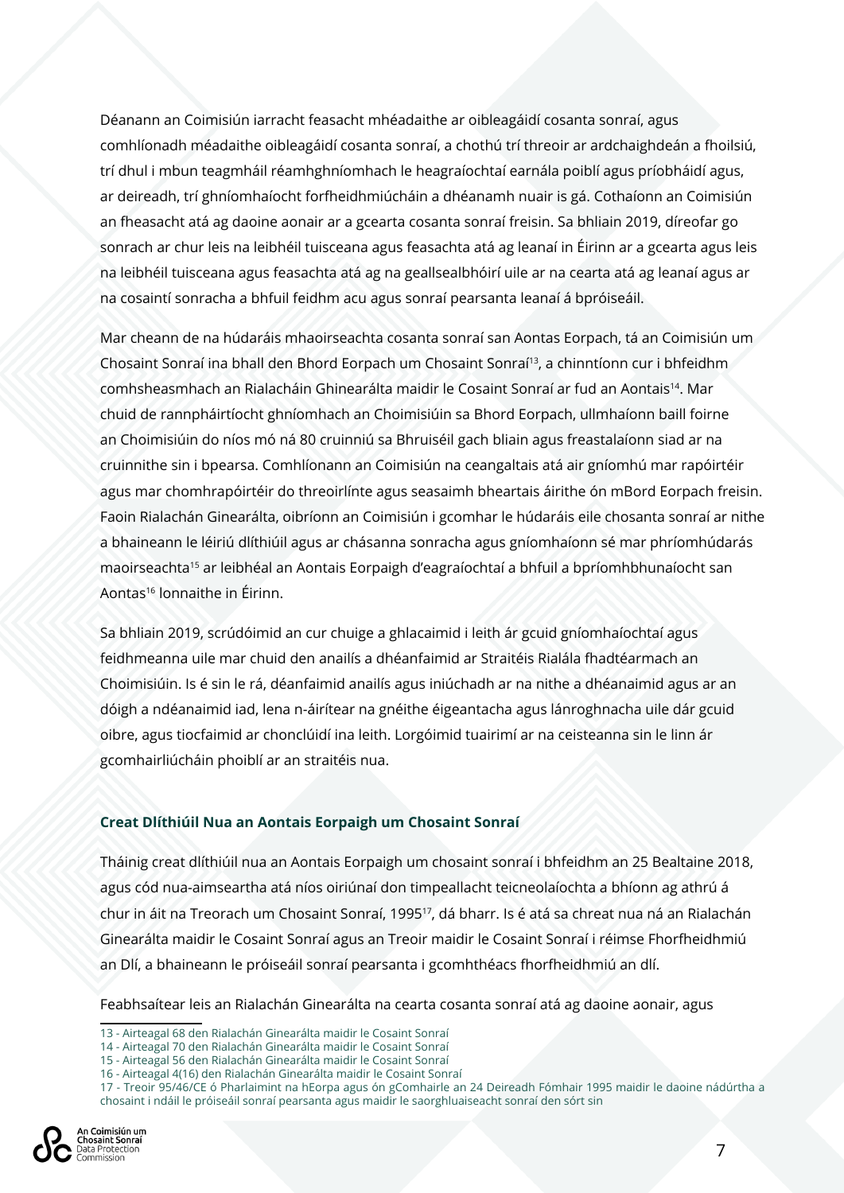Déanann an Coimisiún iarracht feasacht mhéadaithe ar oibleagáidí cosanta sonraí, agus comhlíonadh méadaithe oibleagáidí cosanta sonraí, a chothú trí threoir ar ardchaighdeán a fhoilsiú, trí dhul i mbun teagmháil réamhghníomhach le heagraíochtaí earnála poiblí agus príobháidí agus, ar deireadh, trí ghníomhaíocht forfheidhmiúcháin a dhéanamh nuair is gá. Cothaíonn an Coimisiún an fheasacht atá ag daoine aonair ar a gcearta cosanta sonraí freisin. Sa bhliain 2019, díreofar go sonrach ar chur leis na leibhéil tuisceana agus feasachta atá ag leanaí in Éirinn ar a gcearta agus leis na leibhéil tuisceana agus feasachta atá ag na geallsealbhóirí uile ar na cearta atá ag leanaí agus ar na cosaintí sonracha a bhfuil feidhm acu agus sonraí pearsanta leanaí á bpróiseáil.

Mar cheann de na húdaráis mhaoirseachta cosanta sonraí san Aontas Eorpach, tá an Coimisiún um Chosaint Sonraí ina bhall den Bhord Eorpach um Chosaint Sonraí[13], a chinntíonn cur i bhfeidhm comhsheasmhach an Rialacháin Ghinearálta maidir le Cosaint Sonraí ar fud an Aontais[14]. Mar chuid de rannpháirtíocht ghníomhach an Choimisiúin sa Bhord Eorpach, ullmhaíonn baill foirne an Choimisiúin do níos mó ná 80 cruinniú sa Bhruiséil gach bliain agus freastalaíonn siad ar na cruinnithe sin i bpearsa. Comhlíonann an Coimisiún na ceangaltais atá air gníomhú mar rapóirtéir agus mar chomhrapóirtéir do threoirlínte agus seasaimh bheartais áirithe ón mBord Eorpach freisin. Faoin Rialachán Ginearálta, oibríonn an Coimisiún i gcomhar le húdaráis eile chosanta sonraí ar nithe a bhaineann le léiriú dlíthiúil agus ar chásanna sonracha agus gníomhaíonn sé mar phríomhúdarás maoirseachta[15] ar leibhéal an Aontais Eorpaigh d'eagraíochtaí a bhfuil a bpríomhbhunaíocht san Aontas[16] lonnaithe in Éirinn.

Sa bhliain 2019, scrúdóimid an cur chuige a ghlacaimid i leith ár gcuid gníomhaíochtaí agus feidhmeanna uile mar chuid den anailís a dhéanfaimid ar Straitéis Rialála fhadtéarmach an Choimisiúin. Is é sin le rá, déanfaimid anailís agus iniúchadh ar na nithe a dhéanaimid agus ar an dóigh a ndéanaimid iad, lena n-áirítear na gnéithe éigeantacha agus lánroghnacha uile dár gcuid oibre, agus tiocfaimid ar chonclúidí ina leith. Lorgóimid tuairimí ar na ceisteanna sin le linn ár gcomhairliúcháin phoiblí ar an straitéis nua.

### Creat Dlíthiúil Nua an Aontais Eorpaigh um Chosaint Sonraí

Tháinig creat dlíthiúil nua an Aontais Eorpaigh um chosaint sonraí i bhfeidhm an 25 Bealtaine 2018, agus cód nua-aimseartha atá níos oiriúnaí don timpeallacht teicneolaíochta a bhíonn ag athrú á chur in áit na Treorach um Chosaint Sonraí, 1995[17], dá bharr. Is é atá sa chreat nua ná an Rialachán Ginearálta maidir le Cosaint Sonraí agus an Treoir maidir le Cosaint Sonraí i réimse Fhorfheidhmiú an Dlí, a bhaineann le próiseáil sonraí pearsanta i gcomhthéacs fhorfheidhmiú an dlí.

Feabhsaítear leis an Rialachán Ginearálta na cearta cosanta sonraí atá ag daoine aonair, agus

---

13 - Airteagal 68 den Rialachán Ginearálta maidir le Cosaint Sonraí

14 - Airteagal 70 den Rialachán Ginearálta maidir le Cosaint Sonraí

15 - Airteagal 56 den Rialachán Ginearálta maidir le Cosaint Sonraí

16 - Airteagal 4(16) den Rialachán Ginearálta maidir le Cosaint Sonraí

17 - Treoir 95/46/CE ó Pharlaimint na hEorpa agus ón gComhairle an 24 Deireadh Fómhair 1995 maidir le daoine nádúrtha a chosaint i ndáil le próiseáil sonraí pearsanta agus maidir le saorghluaiseacht sonraí den sórt sin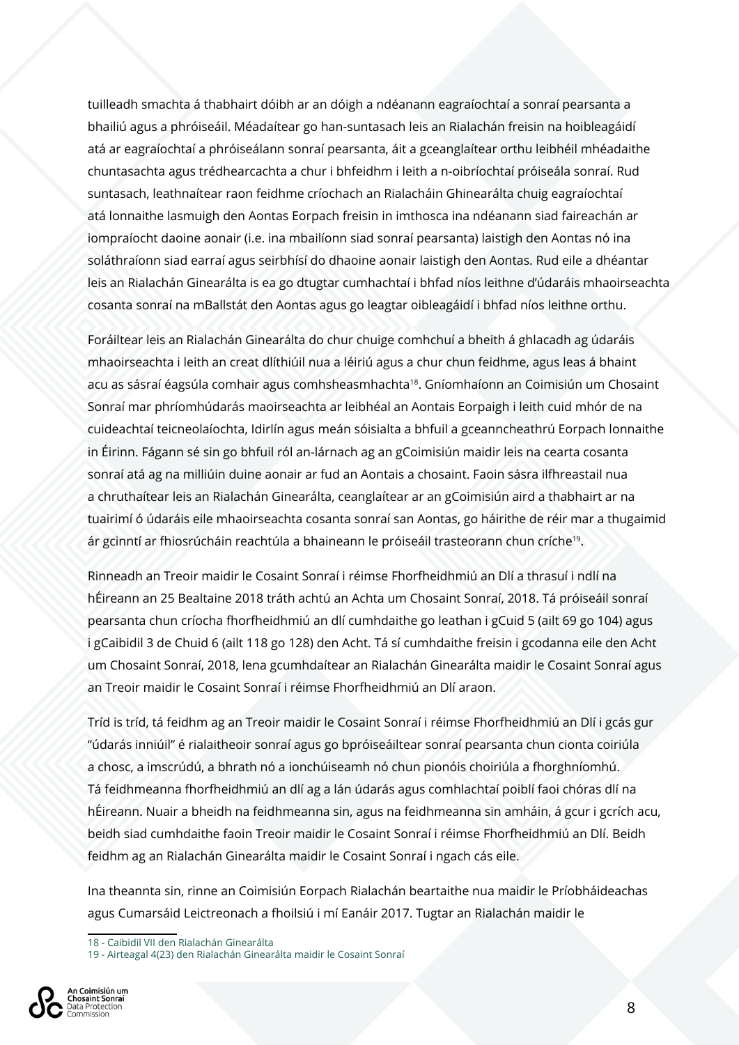tuilleadh smachta á thabhairt dóibh ar an dóigh a ndéanann eagraíochtaí a sonraí pearsanta a bhailiú agus a phróiseáil. Méadaítear go han-suntasach leis an Rialachán freisin na hoibleagáidí atá ar eagraíochtaí a phróiseálann sonraí pearsanta, áit a gceanglaítear orthu leibhéil mhéadaithe chuntasachta agus trédhearcachta a chur i bhfeidhm i leith a n-oibríochtaí próiseála sonraí. Rud suntasach, leathnaítear raon feidhme críochach an Rialacháin Ghinearálta chuig eagraíochtaí atá lonnaithe lasmuigh den Aontas Eorpach freisin in imthosca ina ndéanann siad faireachán ar iompraíocht daoine aonair (i.e. ina mbailíonn siad sonraí pearsanta) laistigh den Aontas nó ina soláthraíonn siad earraí agus seirbhísí do dhaoine aonair laistigh den Aontas. Rud eile a dhéantar leis an Rialachán Ginearálta is ea go dtugtar cumhachtaí i bhfad níos leithne d'údaráis mhaoirseachta cosanta sonraí na mBallstát den Aontas agus go leagtar oibleagáidí i bhfad níos leithne orthu.

Foráiltear leis an Rialachán Ginearálta do chur chuige comhchuí a bheith á ghlacadh ag údaráis mhaoirseachta i leith an creat dlíthiúil nua a léiriú agus a chur chun feidhme, agus leas á bhaint acu as sásraí éagsúla comhair agus comhsheasmhachta[18]. Gníomhaíonn an Coimisiún um Chosaint Sonraí mar phríomhúdarás maoirseachta ar leibhéal an Aontais Eorpaigh i leith cuid mhór de na cuideachtaí teicneolaíochta, Idirlín agus meán sóisialta a bhfuil a gceanncheathrú Eorpach lonnaithe in Éirinn. Fágann sé sin go bhfuil ról an-lárnach ag an gCoimisiún maidir leis na cearta cosanta sonraí atá ag na milliúin duine aonair ar fud an Aontais a chosaint. Faoin sásra ilfhreastail nua a chruthaítear leis an Rialachán Ginearálta, ceanglaítear ar an gCoimisiún aird a thabhairt ar na tuairimí ó údaráis eile mhaoirseachta cosanta sonraí san Aontas, go háirithe de réir mar a thugaimid ár gcinntí ar fhiosrúcháin reachtúla a bhaineann le próiseáil trasteorann chun críche[19].

Rinneadh an Treoir maidir le Cosaint Sonraí i réimse Fhorfheidhmiú an Dlí a thrasuí i ndlí na hÉireann an 25 Bealtaine 2018 tráth achtú an Achta um Chosaint Sonraí, 2018. Tá próiseáil sonraí pearsanta chun críocha fhorfheidhmiú an dlí cumhdaithe go leathan i gCuid 5 (ailt 69 go 104) agus i gCaibidil 3 de Chuid 6 (ailt 118 go 128) den Acht. Tá sí cumhdaithe freisin i gcodanna eile den Acht um Chosaint Sonraí, 2018, lena gcumhdaítear an Rialachán Ginearálta maidir le Cosaint Sonraí agus an Treoir maidir le Cosaint Sonraí i réimse Fhorfheidhmiú an Dlí araon.

Tríd is tríd, tá feidhm ag an Treoir maidir le Cosaint Sonraí i réimse Fhorfheidhmiú an Dlí i gcás gur "údarás inniúil" é rialaitheoir sonraí agus go bpróiseáiltear sonraí pearsanta chun cionta coiriúla a chosc, a imscrúdú, a bhrath nó a ionchúiseamh nó chun pionóis choiriúla a fhorghníomhú. Tá feidhmeanna fhorfheidhmiú an dlí ag a lán údarás agus comhlachtaí poiblí faoi chóras dlí na hÉireann. Nuair a bheidh na feidhmeanna sin, agus na feidhmeanna sin amháin, á gcur i gcrích acu, beidh siad cumhdaithe faoin Treoir maidir le Cosaint Sonraí i réimse Fhorfheidhmiú an Dlí. Beidh feidhm ag an Rialachán Ginearálta maidir le Cosaint Sonraí i ngach cás eile.

Ina theannta sin, rinne an Coimisiún Eorpach Rialachán beartaithe nua maidir le Príobháideachas agus Cumarsáid Leictreonach a fhoilsiú i mí Eanáir 2017. Tugtar an Rialachán maidir le

18 - Caibidil VII den Rialachán Ginearálta

19 - Airteagal 4(23) den Rialachán Ginearálta maidir le Cosaint Sonraí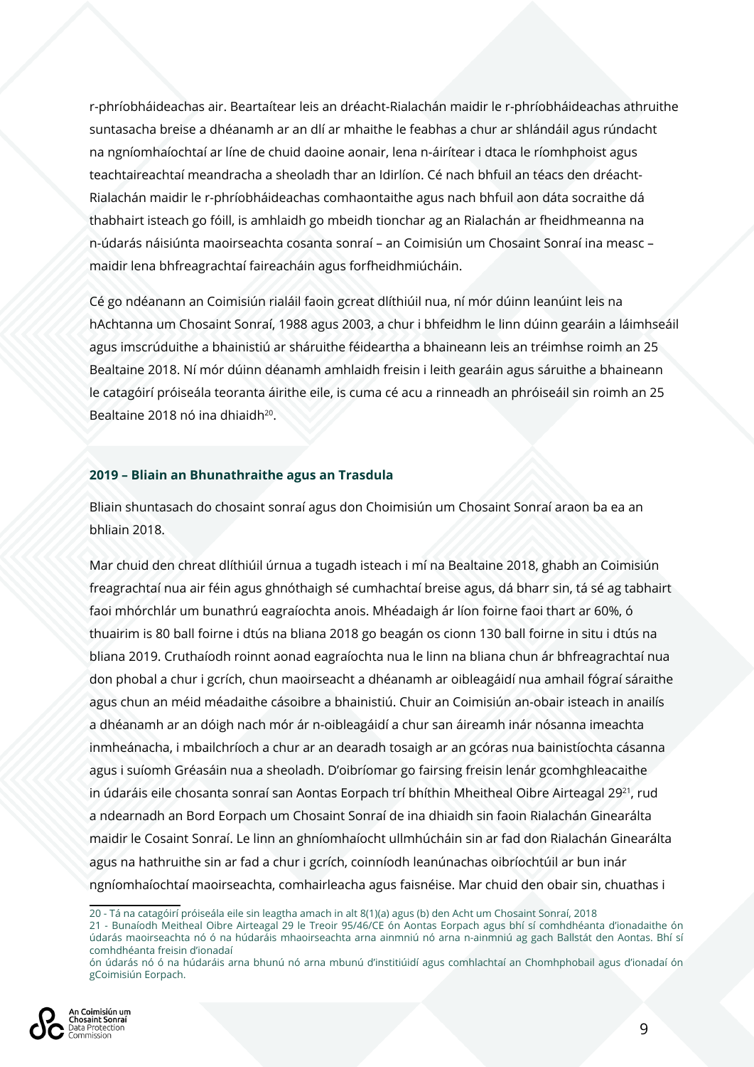r-phríobháideachas air. Beartaítear leis an dréacht-Rialachán maidir le r-phríobháideachas athruithe suntasacha breise a dhéanamh ar an dlí ar mhaithe le feabhas a chur ar shlándáil agus rúndacht na ngníomhaíochtaí ar líne de chuid daoine aonair, lena n-áirítear i dtaca le ríomhphoist agus teachtaireachtaí meandracha a sheoladh thar an Idirlíon. Cé nach bhfuil an téacs den dréacht-Rialachán maidir le r-phríobháideachas comhaontaithe agus nach bhfuil aon dáta socraithe dá thabhairt isteach go fóill, is amhlaidh go mbeidh tionchar ag an Rialachán ar fheidhmeanna na n-údarás náisiúnta maoirseachta cosanta sonraí – an Coimisiún um Chosaint Sonraí ina measc – maidir lena bhfreagrachtaí faireacháin agus forfheidhmiúcháin.

Cé go ndéanann an Coimisiún rialáil faoin gcreat dlíthiúil nua, ní mór dúinn leanúint leis na hAchtanna um Chosaint Sonraí, 1988 agus 2003, a chur i bhfeidhm le linn dúinn gearáin a láimhseáil agus imscrúduithe a bhainistiú ar sháruithe féideartha a bhaineann leis an tréimhse roimh an 25 Bealtaine 2018. Ní mór dúinn déanamh amhlaidh freisin i leith gearáin agus sáruithe a bhaineann le catagóirí próiseála teoranta áirithe eile, is cuma cé acu a rinneadh an phróiseáil sin roimh an 25 Bealtaine 2018 nó ina dhiaidh[20].

### 2019 – Bliain an Bhunathraithe agus an Trasdula

Bliain shuntasach do chosaint sonraí agus don Choimisiún um Chosaint Sonraí araon ba ea an bhliain 2018.

Mar chuid den chreat dlíthiúil úrnua a tugadh isteach i mí na Bealtaine 2018, ghabh an Coimisiún freagrachtaí nua air féin agus ghnóthaigh sé cumhachtaí breise agus, dá bharr sin, tá sé ag tabhairt faoi mhórchlár um bunathrú eagraíochta anois. Mhéadaigh ár líon foirne faoi thart ar 60%, ó thuairim is 80 ball foirne i dtús na bliana 2018 go beagán os cionn 130 ball foirne in situ i dtús na bliana 2019. Cruthaíodh roinnt aonad eagraíochta nua le linn na bliana chun ár bhfreagrachtaí nua don phobal a chur i gcrích, chun maoirseacht a dhéanamh ar oibleagáidí nua amhail fógraí sáraithe agus chun an méid méadaithe cásoibre a bhainistiú. Chuir an Coimisiún an-obair isteach in anailís a dhéanamh ar an dóigh nach mór ár n-oibleagáidí a chur san áireamh inár nósanna imeachta inmheánacha, i mbailchríoch a chur ar an dearadh tosaigh ar an gcóras nua bainistíochta cásanna agus i suíomh Gréasáin nua a sheoladh. D'oibríomar go fairsing freisin lenár gcomhghleacaithe in údaráis eile chosanta sonraí san Aontas Eorpach trí bhíthin Mheitheal Oibre Airteagal 29[21], rud a ndearnadh an Bord Eorpach um Chosaint Sonraí de ina dhiaidh sin faoin Rialachán Ginearálta maidir le Cosaint Sonraí. Le linn an ghníomhaíocht ullmhúcháin sin ar fad don Rialachán Ginearálta agus na hathruithe sin ar fad a chur i gcrích, coinníodh leanúnachas oibríochtúil ar bun inár ngníomhaíochtaí maoirseachta, comhairleacha agus faisnéise. Mar chuid den obair sin, chuathas i

---

20 - Tá na catagóirí próiseála eile sin leagtha amach in alt 8(1)(a) agus (b) den Acht um Chosaint Sonraí, 2018

21 - Bunaíodh Meitheal Oibre Airteagal 29 le Treoir 95/46/CE ón Aontas Eorpach agus bhí sí comhdhéanta d'ionadaithe ón údarás maoirseachta nó ó na húdaráis mhaoirseachta arna ainmniú nó arna n-ainmniú ag gach Ballstát den Aontas. Bhí sí comhdhéanta freisin d'ionadaí ón údarás nó ó na húdaráis arna bhunú nó arna mbunú d'institiúidí agus comhlachtaí an Chomhphobail agus d'ionadaí ón gCoimisiún Eorpach.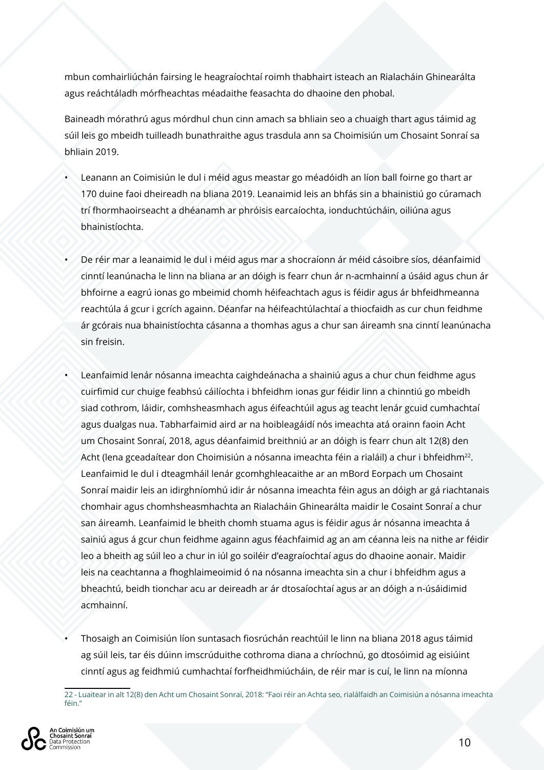mbun comhairliúchán fairsing le heagraíochtaí roimh thabhairt isteach an Rialacháin Ghinearálta agus reáchtáladh mórfheachtas méadaithe feasachta do dhaoine den phobal.

Baineadh mórathrú agus mórdhul chun cinn amach sa bhliain seo a chuaigh thart agus táimid ag súil leis go mbeidh tuilleadh bunathraithe agus trasdula ann sa Choimisiún um Chosaint Sonraí sa bhliain 2019.

- Leanann an Coimisiún le dul i méid agus meastar go méadóidh an líon ball foirne go thart ar 170 duine faoi dheireadh na bliana 2019. Leanaimid leis an bhfás sin a bhainistiú go cúramach trí fhormhaoirseacht a dhéanamh ar phróisis earcaíochta, ionduchtúcháin, oiliúna agus bhainistíochta.

- De réir mar a leanaimid le dul i méid agus mar a shocraíonn ár méid cásoibre síos, déanfaimid cinntí leanúnacha le linn na bliana ar an dóigh is fearr chun ár n-acmhainní a úsáid agus chun ár bhfoirne a eagrú ionas go mbeimid chomh héifeachtach agus is féidir agus ár bhfeidhmeanna reachtúla á gcur i gcrích againn. Déanfar na héifeachtúlachtaí a thiocfaidh as cur chun feidhme ár gcórais nua bhainistíochta cásanna a thomhas agus a chur san áireamh sna cinntí leanúnacha sin freisin.

- Leanfaimid lenár nósanna imeachta caighdeánacha a shainiú agus a chur chun feidhme agus cuirfimid cur chuige feabhsú cáilíochta i bhfeidhm ionas gur féidir linn a chinntiú go mbeidh siad cothrom, láidir, comhsheasmhach agus éifeachtúil agus ag teacht lenár gcuid cumhachtaí agus dualgas nua. Tabharfaimid aird ar na hoibleagáidí nós imeachta atá orainn faoin Acht um Chosaint Sonraí, 2018, agus déanfaimid breithniú ar an dóigh is fearr chun alt 12(8) den Acht (lena gceadaítear don Choimisiún a nósanna imeachta féin a rialáil) a chur i bhfeidhm[22]. Leanfaimid le dul i dteagmháil lenár gcomhghleacaithe ar an mBord Eorpach um Chosaint Sonraí maidir leis an idirghníomhú idir ár nósanna imeachta féin agus an dóigh ar gá riachtanais chomhair agus chomhsheasmhachta an Rialacháin Ghinearálta maidir le Cosaint Sonraí a chur san áireamh. Leanfaimid le bheith chomh stuama agus is féidir agus ár nósanna imeachta á sainiú agus á gcur chun feidhme againn agus féachfaimid ag an am céanna leis na nithe ar féidir leo a bheith ag súil leo a chur in iúl go soiléir d'eagraíochtaí agus do dhaoine aonair. Maidir leis na ceachtanna a fhoghlaimeoimid ó na nósanna imeachta sin a chur i bhfeidhm agus a bheachtú, beidh tionchar acu ar deireadh ar ár dtosaíochtaí agus ar an dóigh a n-úsáidimid acmhainní.

- Thosaigh an Coimisiún líon suntasach fiosrúchán reachtúil le linn na bliana 2018 agus táimid ag súil leis, tar éis dúinn imscrúduithe cothroma diana a chríochnú, go dtosóimid ag eisiúint cinntí agus ag feidhmiú cumhachtaí forfheidhmiúcháin, de réir mar is cuí, le linn na míonna

22 - Luaitear in alt 12(8) den Acht um Chosaint Sonraí, 2018: "Faoi réir an Achta seo, rialálfaidh an Coimisiún a nósanna imeachta féin."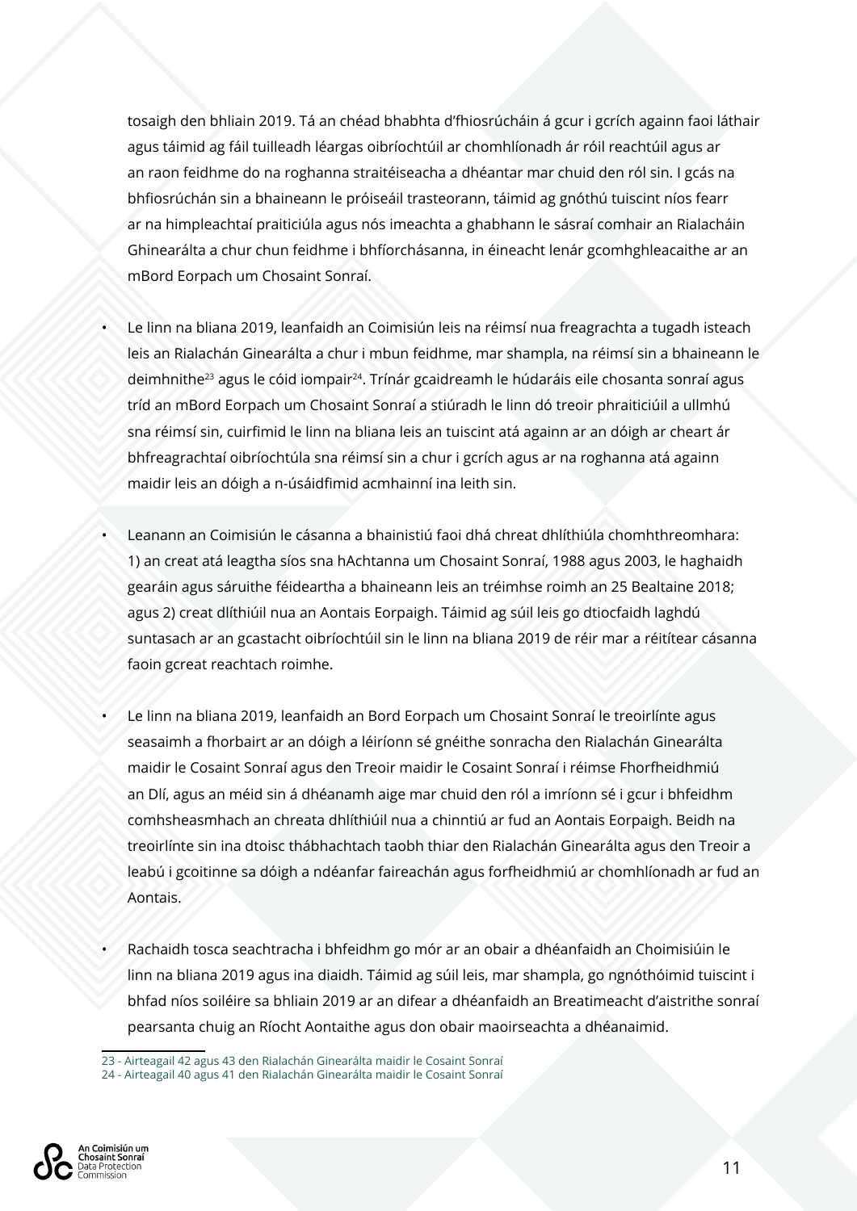tosaigh den bhliain 2019. Tá an chéad bhabhta d'fhiosrúcháin á gcur i gcrích againn faoi láthair agus táimid ag fáil tuilleadh léargas oibríochtúil ar chomhlíonadh ár róil reachtúil agus ar an raon feidhme do na roghanna straitéiseacha a dhéantar mar chuid den ról sin. I gcás na bhfiosrúchán sin a bhaineann le próiseáil trasteorann, táimid ag gnóthú tuiscint níos fearr ar na himpleachtaí praiticiúla agus nós imeachta a ghabhann le sásraí comhair an Rialacháin Ghinearálta a chur chun feidhme i bhfíorchásanna, in éineacht lenár gcomhghleacaithe ar an mBord Eorpach um Chosaint Sonraí.

- Le linn na bliana 2019, leanfaidh an Coimisiún leis na réimsí nua freagrachta a tugadh isteach leis an Rialachán Ginearálta a chur i mbun feidhme, mar shampla, na réimsí sin a bhaineann le deimhnithe[23] agus le cóid iompair[24]. Trínár gcaidreamh le húdaráis eile chosanta sonraí agus tríd an mBord Eorpach um Chosaint Sonraí a stiúradh le linn dó treoir phraiticiúil a ullmhú sna réimsí sin, cuirfimid le linn na bliana leis an tuiscint atá againn ar an dóigh ar cheart ár bhfreagrachtaí oibríochtúla sna réimsí sin a chur i gcrích agus ar na roghanna atá againn maidir leis an dóigh a n-úsáidfimid acmhainní ina leith sin.

- Leanann an Coimisiún le cásanna a bhainistiú faoi dhá chreat dhlíthiúla chomhthreomhara: 1) an creat atá leagtha síos sna hAchtanna um Chosaint Sonraí, 1988 agus 2003, le haghaidh gearáin agus sáruithe féideartha a bhaineann leis an tréimhse roimh an 25 Bealtaine 2018; agus 2) creat dlíthiúil nua an Aontais Eorpaigh. Táimid ag súil leis go dtiocfaidh laghdú suntasach ar an gcastacht oibríochtúil sin le linn na bliana 2019 de réir mar a réitítear cásanna faoin gcreat reachtach roimhe.

- Le linn na bliana 2019, leanfaidh an Bord Eorpach um Chosaint Sonraí le treoirlínte agus seasaimh a fhorbairt ar an dóigh a léiríonn sé gnéithe sonracha den Rialachán Ginearálta maidir le Cosaint Sonraí agus den Treoir maidir le Cosaint Sonraí i réimse Fhorfheidhmiú an Dlí, agus an méid sin á dhéanamh aige mar chuid den ról a imríonn sé i gcur i bhfeidhm comhsheasmhach an chreata dhlíthiúil nua a chinntiú ar fud an Aontais Eorpaigh. Beidh na treoirlínte sin ina dtoisc thábhachtach taobh thiar den Rialachán Ginearálta agus den Treoir a leabú i gcoitinne sa dóigh a ndéanfar faireachán agus forfheidhmiú ar chomhlíonadh ar fud an Aontais.

- Rachaidh tosca seachtracha i bhfeidhm go mór ar an obair a dhéanfaidh an Choimisiúin le linn na bliana 2019 agus ina diaidh. Táimid ag súil leis, mar shampla, go ngnóthóimid tuiscint i bhfad níos soiléire sa bhliain 2019 ar an difear a dhéanfaidh an Breatimeacht d'aistrithe sonraí pearsanta chuig an Ríocht Aontaithe agus don obair maoirseachta a dhéanaimid.

---

23 - Airteagail 42 agus 43 den Rialachán Ginearálta maidir le Cosaint Sonraí

24 - Airteagail 40 agus 41 den Rialachán Ginearálta maidir le Cosaint Sonraí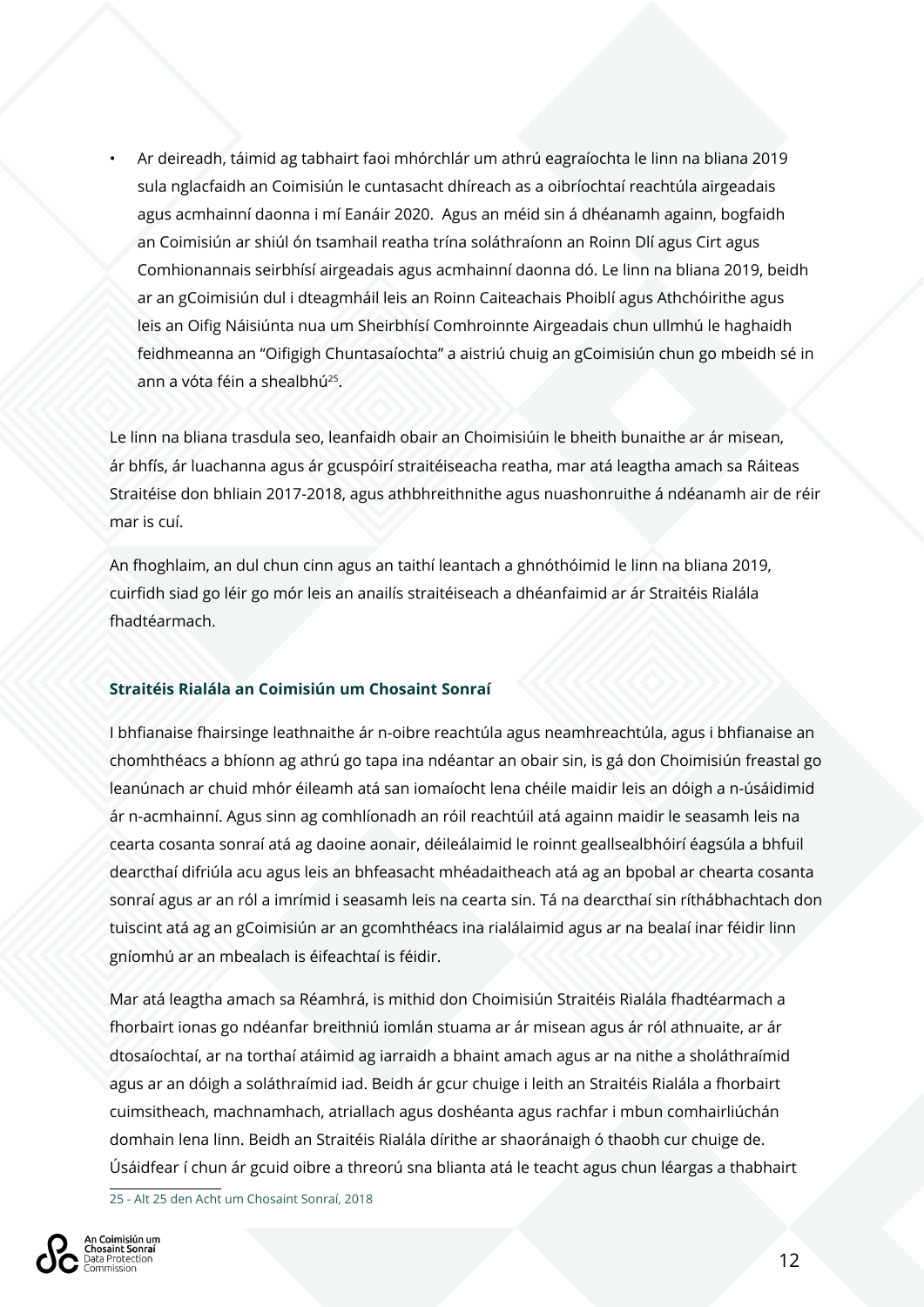- Ar deireadh, táimid ag tabhairt faoi mhórchlár um athrú eagraíochta le linn na bliana 2019 sula nglacfaidh an Coimisiún le cuntasacht dhíreach as a oibríochtaí reachtúla airgeadais agus acmhainní daonna i mí Eanáir 2020. Agus an méid sin á dhéanamh againn, bogfaidh an Coimisiún ar shiúl ón tsamhail reatha trína soláthraíonn an Roinn Dlí agus Cirt agus Comhionannais seirbhísí airgeadais agus acmhainní daonna dó. Le linn na bliana 2019, beidh ar an gCoimisiún dul i dteagmháil leis an Roinn Caiteachais Phoiblí agus Athchóirithe agus leis an Oifig Náisiúnta nua um Sheirbhísí Comhroinnte Airgeadais chun ullmhú le haghaidh feidhmeanna an "Oifigigh Chuntasaíochta" a aistriú chuig an gCoimisiún chun go mbeidh sé in ann a vóta féin a shealbhú[25].

Le linn na bliana trasdula seo, leanfaidh obair an Choimisiúin le bheith bunaithe ar ár misean, ár bhfís, ár luachanna agus ár gcuspóirí straitéiseacha reatha, mar atá leagtha amach sa Ráiteas Straitéise don bhliain 2017-2018, agus athbhreithnithe agus nuashonruithe á ndéanamh air de réir mar is cuí.

An fhoghlaim, an dul chun cinn agus an taithí leantach a ghnóthóimid le linn na bliana 2019, cuirfidh siad go léir go mór leis an anailís straitéiseach a dhéanfaimid ar ár Straitéis Rialála fhadtéarmach.

### Straitéis Rialála an Coimisiún um Chosaint Sonraí

I bhfianaise fhairsinge leathnaithe ár n-oibre reachtúla agus neamhreachtúla, agus i bhfianaise an chomhthéacs a bhíonn ag athrú go tapa ina ndéantar an obair sin, is gá don Choimisiún freastal go leanúnach ar chuid mhór éileamh atá san iomaíocht lena chéile maidir leis an dóigh a n-úsáidimid ár n-acmhainní. Agus sinn ag comhlíonadh an róil reachtúil atá againn maidir le seasamh leis na cearta cosanta sonraí atá ag daoine aonair, déileálaimid le roinnt geallsealbhóirí éagsúla a bhfuil dearcthaí difriúla acu agus leis an bhfeasacht mhéadaitheach atá ag an bpobal ar chearta cosanta sonraí agus ar an ról a imrímid i seasamh leis na cearta sin. Tá na dearcthaí sin ríthábhachtach don tuiscint atá ag an gCoimisiún ar an gcomhthéacs ina rialálaimid agus ar na bealaí inar féidir linn gníomhú ar an mbealach is éifeachtaí is féidir.

Mar atá leagtha amach sa Réamhrá, is mithid don Choimisiún Straitéis Rialála fhadtéarmach a fhorbairt ionas go ndéanfar breithniú iomlán stuama ar ár misean agus ár ról athnuaite, ar ár dtosaíochtaí, ar na torthaí atáimid ag iarraidh a bhaint amach agus ar na nithe a sholáthraímid agus ar an dóigh a soláthraímid iad. Beidh ár gcur chuige i leith an Straitéis Rialála a fhorbairt cuimsitheach, machnamhach, atriallach agus doshéanta agus rachfar i mbun comhairliúchán domhain lena linn. Beidh an Straitéis Rialála dírithe ar shaoránaigh ó thaobh cur chuige de. Úsáidfear í chun ár gcuid oibre a threorú sna blianta atá le teacht agus chun léargas a thabhairt

25 - Alt 25 den Acht um Chosaint Sonraí, 2018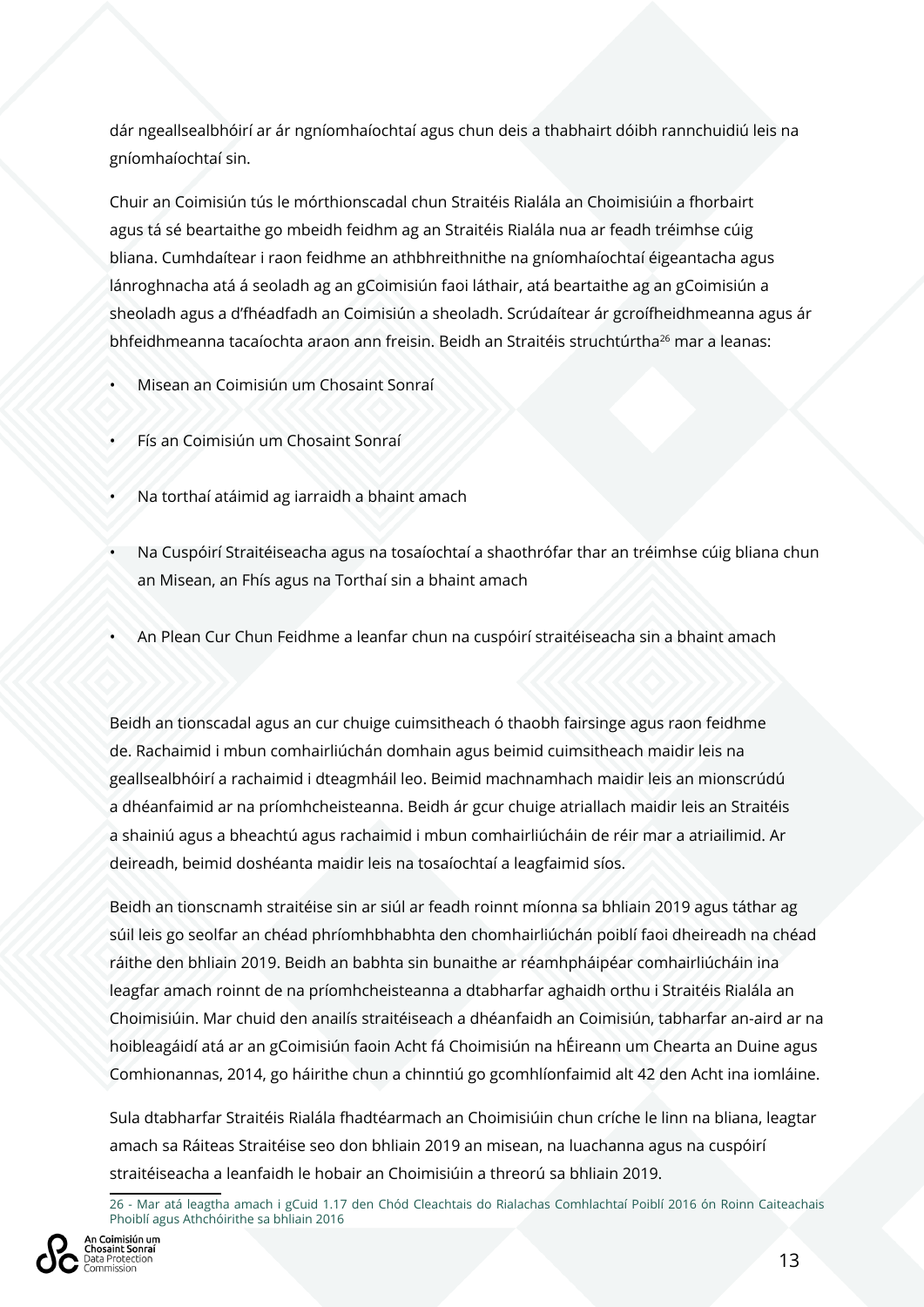dár ngeallsealbhóirí ar ár ngníomhaíochtaí agus chun deis a thabhairt dóibh rannchuidiú leis na gníomhaíochtaí sin.

Chuir an Coimisiún tús le mórthionscadal chun Straitéis Rialála an Choimisiúin a fhorbairt agus tá sé beartaithe go mbeidh feidhm ag an Straitéis Rialála nua ar feadh tréimhse cúig bliana. Cumhdaítear i raon feidhme an athbhreithnithe na gníomhaíochtaí éigeantacha agus lánroghnacha atá á seoladh ag an gCoimisiún faoi láthair, atá beartaithe ag an gCoimisiún a sheoladh agus a d'fhéadfadh an Coimisiún a sheoladh. Scrúdaítear ár gcroífheidhmeanna agus ár bhfeidhmeanna tacaíochta araon ann freisin. Beidh an Straitéis struchtúrtha[26] mar a leanas:

- Misean an Coimisiún um Chosaint Sonraí
- Fís an Coimisiún um Chosaint Sonraí
- Na torthaí atáimid ag iarraidh a bhaint amach
- Na Cuspóirí Straitéiseacha agus na tosaíochtaí a shaothrófar thar an tréimhse cúig bliana chun an Misean, an Fhís agus na Torthaí sin a bhaint amach
- An Plean Cur Chun Feidhme a leanfar chun na cuspóirí straitéiseacha sin a bhaint amach

Beidh an tionscadal agus an cur chuige cuimsitheach ó thaobh fairsinge agus raon feidhme de. Rachaimid i mbun comhairliúchán domhain agus beimid cuimsitheach maidir leis na geallsealbhóirí a rachaimid i dteagmháil leo. Beimid machnamhach maidir leis an mionscrúdú a dhéanfaimid ar na príomhcheisteanna. Beidh ár gcur chuige atriallach maidir leis an Straitéis a shainiú agus a bheachtú agus rachaimid i mbun comhairliúcháin de réir mar a atriailimid. Ar deireadh, beimid doshéanta maidir leis na tosaíochtaí a leagfaimid síos.

Beidh an tionscnamh straitéise sin ar siúl ar feadh roinnt míonna sa bhliain 2019 agus táthar ag súil leis go seolfar an chéad phríomhbhabhta den chomhairliúchán poiblí faoi dheireadh na chéad ráithe den bhliain 2019. Beidh an babhta sin bunaithe ar réamhpháipéar comhairliúcháin ina leagfar amach roinnt de na príomhcheisteanna a dtabharfar aghaidh orthu i Straitéis Rialála an Choimisiúin. Mar chuid den anailís straitéiseach a dhéanfaidh an Coimisiún, tabharfar an-aird ar na hoibleagáidí atá ar an gCoimisiún faoin Acht fá Choimisiún na hÉireann um Chearta an Duine agus Comhionannas, 2014, go háirithe chun a chinntiú go gcomhlíonfaimid alt 42 den Acht ina iomláine.

Sula dtabharfar Straitéis Rialála fhadtéarmach an Choimisiúin chun críche le linn na bliana, leagtar amach sa Ráiteas Straitéise seo don bhliain 2019 an misean, na luachanna agus na cuspóirí straitéiseacha a leanfaidh le hobair an Choimisiúin a threorú sa bhliain 2019.

26 - Mar atá leagtha amach i gCuid 1.17 den Chód Cleachtais do Rialachas Comhlachtaí Poiblí 2016 ón Roinn Caiteachais Phoiblí agus Athchóirithe sa bhliain 2016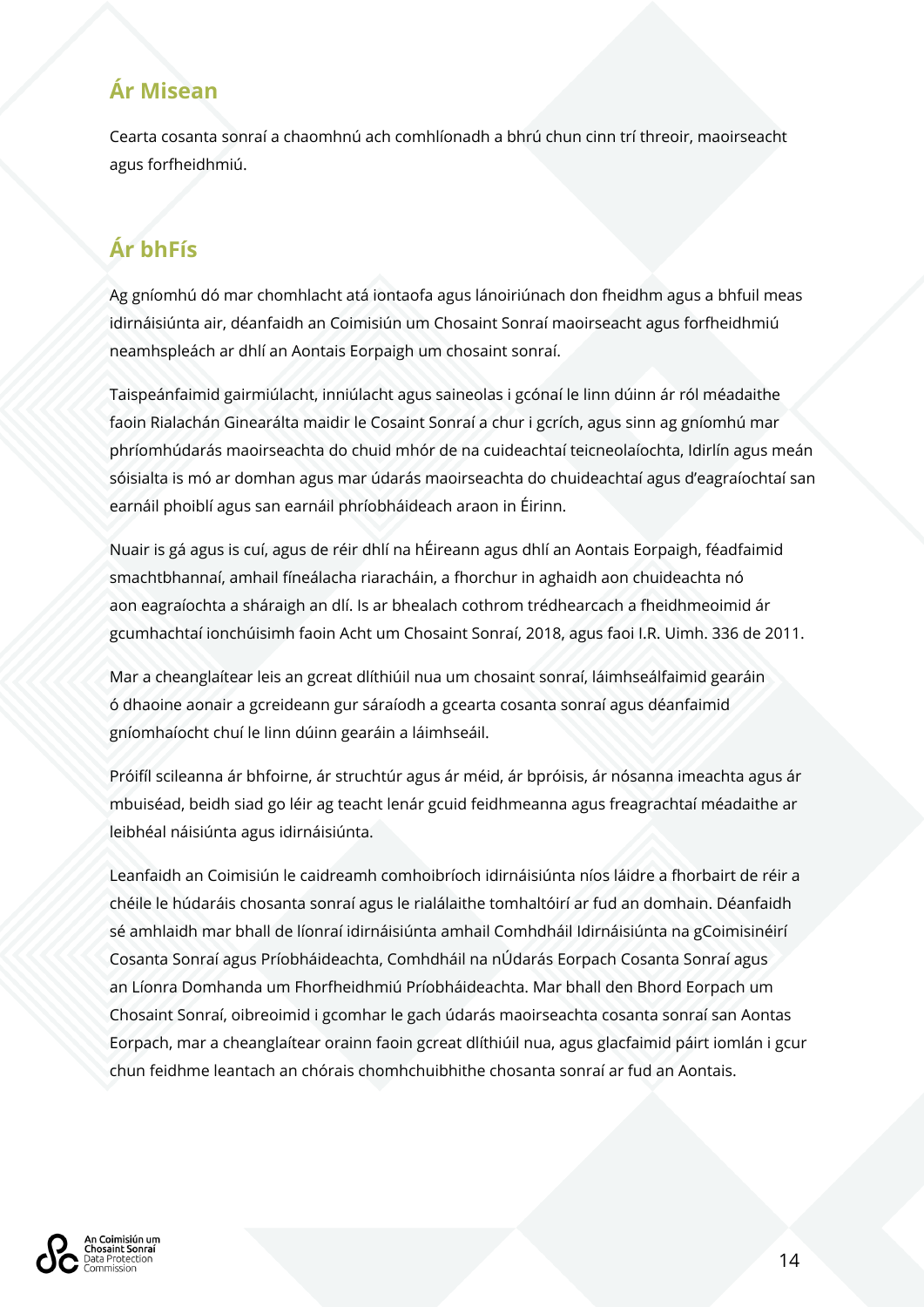## Ár Misean

Cearta cosanta sonraí a chaomhnú ach comhlíonadh a bhrú chun cinn trí threoir, maoirseacht agus forfheidhmiú.

## Ár bhFís

Ag gníomhú dó mar chomhlacht atá iontaofa agus lánoiriúnach don fheidhm agus a bhfuil meas idirnáisiúnta air, déanfaidh an Coimisiún um Chosaint Sonraí maoirseacht agus forfheidhmiú neamhspleách ar dhlí an Aontais Eorpaigh um chosaint sonraí.

Taispeánfaimid gairmiúlacht, inniúlacht agus saineolas i gcónaí le linn dúinn ár ról méadaithe faoin Rialachán Ginearálta maidir le Cosaint Sonraí a chur i gcrích, agus sinn ag gníomhú mar phríomhúdarás maoirseachta do chuid mhór de na cuideachtaí teicneolaíochta, Idirlín agus meán sóisialta is mó ar domhan agus mar údarás maoirseachta do chuideachtaí agus d'eagraíochtaí san earnáil phoiblí agus san earnáil phríobháideach araon in Éirinn.

Nuair is gá agus is cuí, agus de réir dhlí na hÉireann agus dhlí an Aontais Eorpaigh, féadfaimid smachtbhannaí, amhail fíneálacha riaracháin, a fhorchur in aghaidh aon chuideachta nó aon eagraíochta a sháraigh an dlí. Is ar bhealach cothrom trédhearcach a fheidhmeoimid ár gcumhachtaí ionchúisimh faoin Acht um Chosaint Sonraí, 2018, agus faoi I.R. Uimh. 336 de 2011.

Mar a cheanglaítear leis an gcreat dlíthiúil nua um chosaint sonraí, láimhseálfaimid gearáin ó dhaoine aonair a gcreideann gur sáraíodh a gcearta cosanta sonraí agus déanfaimid gníomhaíocht chuí le linn dúinn gearáin a láimhseáil.

Próifíl scileanna ár bhfoirne, ár struchtúr agus ár méid, ár bpróisis, ár nósanna imeachta agus ár mbuiséad, beidh siad go léir ag teacht lenár gcuid feidhmeanna agus freagrachtaí méadaithe ar leibhéal náisiúnta agus idirnáisiúnta.

Leanfaidh an Coimisiún le caidreamh comhoibríoch idirnáisiúnta níos láidre a fhorbairt de réir a chéile le húdaráis chosanta sonraí agus le rialálaithe tomhaltóirí ar fud an domhain. Déanfaidh sé amhlaidh mar bhall de líonraí idirnáisiúnta amhail Comhdháil Idirnáisiúnta na gCoimisinéirí Cosanta Sonraí agus Príobháideachta, Comhdháil na nÚdarás Eorpach Cosanta Sonraí agus an Líonra Domhanda um Fhorfheidhmiú Príobháideachta. Mar bhall den Bhord Eorpach um Chosaint Sonraí, oibreoimid i gcomhar le gach údarás maoirseachta cosanta sonraí san Aontas Eorpach, mar a cheanglaítear orainn faoin gcreat dlíthiúil nua, agus glacfaimid páirt iomlán i gcur chun feidhme leantach an chórais chomhchuibhithe chosanta sonraí ar fud an Aontais.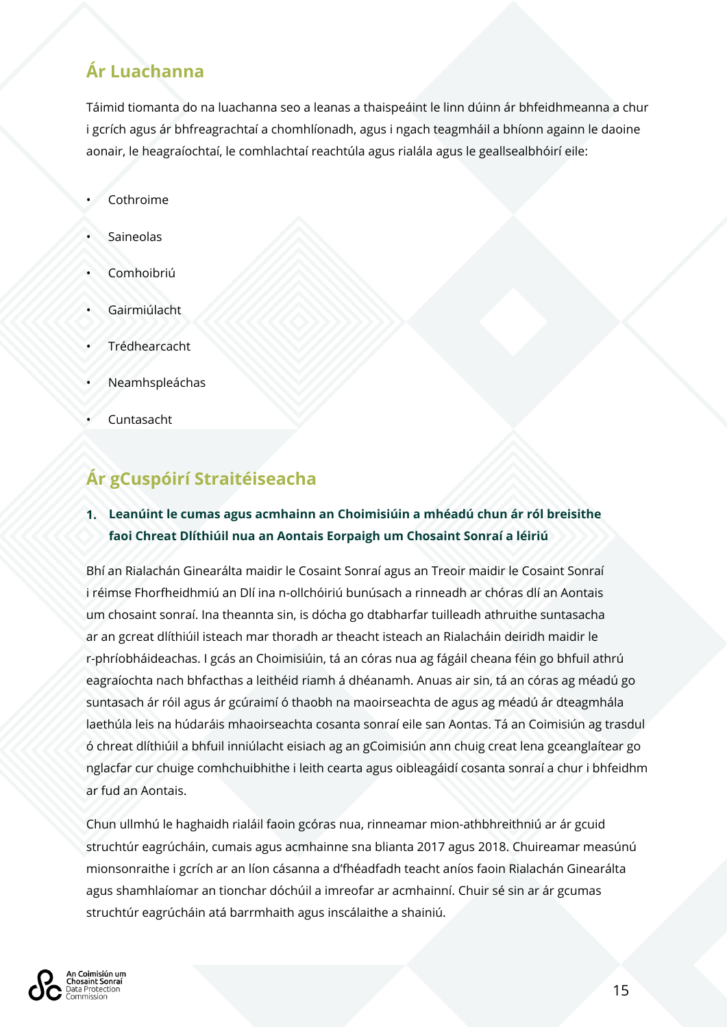## Ár Luachanna

Táimid tiomanta do na luachanna seo a leanas a thaispeáint le linn dúinn ár bhfeidhmeanna a chur i gcrích agus ár bhfreagrachtaí a chomhlíonadh, agus i ngach teagmháil a bhíonn againn le daoine aonair, le heagraíochtaí, le comhlachtaí reachtúla agus rialála agus le geallsealbhóirí eile:

- Cothroime
- Saineolas
- Comhoibriú
- Gairmiúlacht
- Trédhearcacht
- Neamhspleáchas
- Cuntasacht

## Ár gCuspóirí Straitéiseacha

### 1. Leanúint le cumas agus acmhainn an Choimisiúin a mhéadú chun ár ról breisithe faoi Chreat Dlíthiúil nua an Aontais Eorpaigh um Chosaint Sonraí a léiriú

Bhí an Rialachán Ginearálta maidir le Cosaint Sonraí agus an Treoir maidir le Cosaint Sonraí i réimse Fhorfheidhmiú an Dlí ina n-ollchóiriú bunúsach a rinneadh ar chóras dlí an Aontais um chosaint sonraí. Ina theannta sin, is dócha go dtabharfar tuilleadh athruithe suntasacha ar an gcreat dlíthiúil isteach mar thoradh ar theacht isteach an Rialacháin deiridh maidir le r-phríobháideachas. I gcás an Choimisiúin, tá an córas nua ag fágáil cheana féin go bhfuil athrú eagraíochta nach bhfacthas a leithéid riamh á dhéanamh. Anuas air sin, tá an córas ag méadú go suntasach ár róil agus ár gcúraimí ó thaobh na maoirseachta de agus ag méadú ár dteagmhála laethúla leis na húdaráis mhaoirseachta cosanta sonraí eile san Aontas. Tá an Coimisiún ag trasdul ó chreat dlíthiúil a bhfuil inniúlacht eisiach ag an gCoimisiún ann chuig creat lena gceanglaítear go nglacfar cur chuige comhchuibhithe i leith cearta agus oibleagáidí cosanta sonraí a chur i bhfeidhm ar fud an Aontais.

Chun ullmhú le haghaidh rialáil faoin gcóras nua, rinneamar mion-athbhreithniú ar ár gcuid struchtúr eagrúcháin, cumais agus acmhainne sna blianta 2017 agus 2018. Chuireamar measúnú mionsonraithe i gcrích ar an líon cásanna a d'fhéadfadh teacht aníos faoin Rialachán Ginearálta agus shamhlaíomar an tionchar dóchúil a imreofar ar acmhainní. Chuir sé sin ar ár gcumas struchtúr eagrúcháin atá barrmhaith agus inscálaithe a shainiú.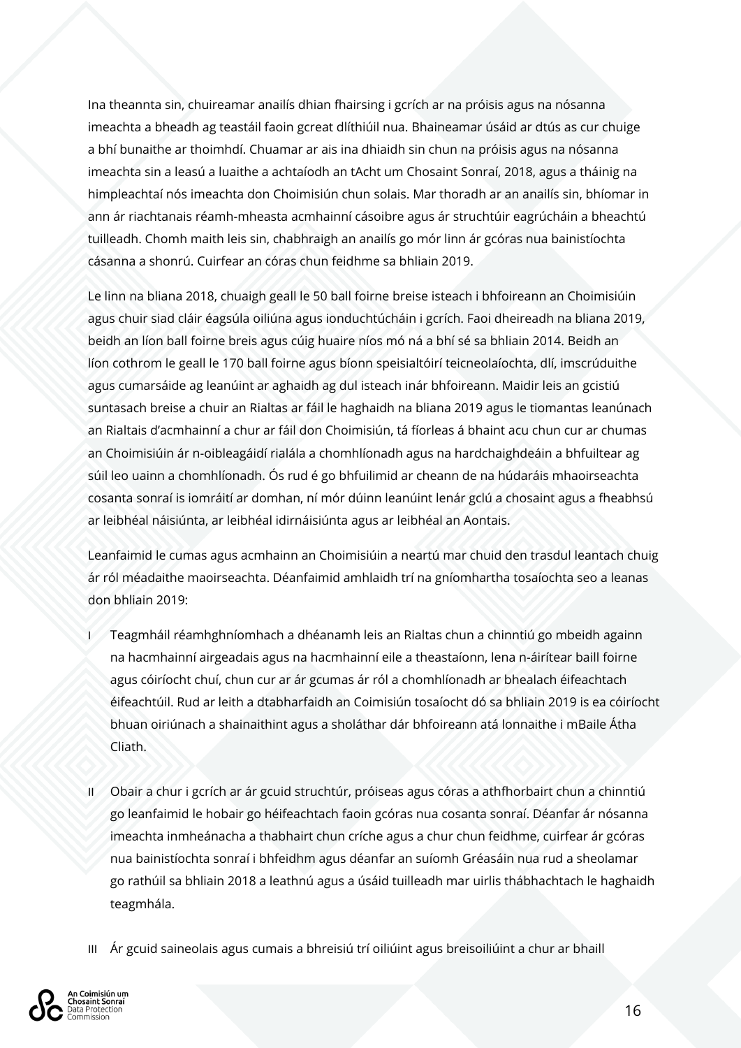Ina theannta sin, chuireamar anailís dhian fhairsing i gcrích ar na próisis agus na nósanna imeachta a bheadh ag teastáil faoin gcreat dlíthiúil nua. Bhaineamar úsáid ar dtús as cur chuige a bhí bunaithe ar thoimhdí. Chuamar ar ais ina dhiaidh sin chun na próisis agus na nósanna imeachta sin a leasú a luaithe a achtaíodh an tAcht um Chosaint Sonraí, 2018, agus a tháinig na himpleachtaí nós imeachta don Choimisiún chun solais. Mar thoradh ar an anailís sin, bhíomar in ann ár riachtanais réamh-mheasta acmhainní cásoibre agus ár struchtúir eagrúcháin a bheachtú tuilleadh. Chomh maith leis sin, chabhraigh an anailís go mór linn ár gcóras nua bainistíochta cásanna a shonrú. Cuirfear an córas chun feidhme sa bhliain 2019.

Le linn na bliana 2018, chuaigh geall le 50 ball foirne breise isteach i bhfoireann an Choimisiúin agus chuir siad cláir éagsúla oiliúna agus ionduchtúcháin i gcrích. Faoi dheireadh na bliana 2019, beidh an líon ball foirne breis agus cúig huaire níos mó ná a bhí sé sa bhliain 2014. Beidh an líon cothrom le geall le 170 ball foirne agus bíonn speisialtóirí teicneolaíochta, dlí, imscrúduithe agus cumarsáide ag leanúint ar aghaidh ag dul isteach inár bhfoireann. Maidir leis an gcistiú suntasach breise a chuir an Rialtas ar fáil le haghaidh na bliana 2019 agus le tiomantas leanúnach an Rialtais d'acmhainní a chur ar fáil don Choimisiún, tá fíorleas á bhaint acu chun cur ar chumas an Choimisiúin ár n-oibleagáidí rialála a chomhlíonadh agus na hardchaighdeáin a bhfuiltear ag súil leo uainn a chomhlíonadh. Ós rud é go bhfuilimid ar cheann de na húdaráis mhaoirseachta cosanta sonraí is iomráití ar domhan, ní mór dúinn leanúint lenár gclú a chosaint agus a fheabhsú ar leibhéal náisiúnta, ar leibhéal idirnáisiúnta agus ar leibhéal an Aontais.

Leanfaimid le cumas agus acmhainn an Choimisiúin a neartú mar chuid den trasdul leantach chuig ár ról méadaithe maoirseachta. Déanfaimid amhlaidh trí na gníomhartha tosaíochta seo a leanas don bhliain 2019:

I Teagmháil réamhghníomhach a dhéanamh leis an Rialtas chun a chinntiú go mbeidh againn na hacmhainní airgeadais agus na hacmhainní eile a theastaíonn, lena n-áirítear baill foirne agus cóiríocht chuí, chun cur ar ár gcumas ár ról a chomhlíonadh ar bhealach éifeachtach éifeachtúil. Rud ar leith a dtabharfaidh an Coimisiún tosaíocht dó sa bhliain 2019 is ea cóiríocht bhuan oiriúnach a shainaithint agus a sholáthar dár bhfoireann atá lonnaithe i mBaile Átha Cliath.

II Obair a chur i gcrích ar ár gcuid struchtúr, próiseas agus córas a athfhorbairt chun a chinntiú go leanfaimid le hobair go héifeachtach faoin gcóras nua cosanta sonraí. Déanfar ár nósanna imeachta inmheánacha a thabhairt chun críche agus a chur chun feidhme, cuirfear ár gcóras nua bainistíochta sonraí i bhfeidhm agus déanfar an suíomh Gréasáin nua rud a sheolamar go rathúil sa bhliain 2018 a leathnú agus a úsáid tuilleadh mar uirlis thábhachtach le haghaidh teagmhála.

III Ár gcuid saineolais agus cumais a bhreisiú trí oiliúint agus breisoiliúint a chur ar bhaill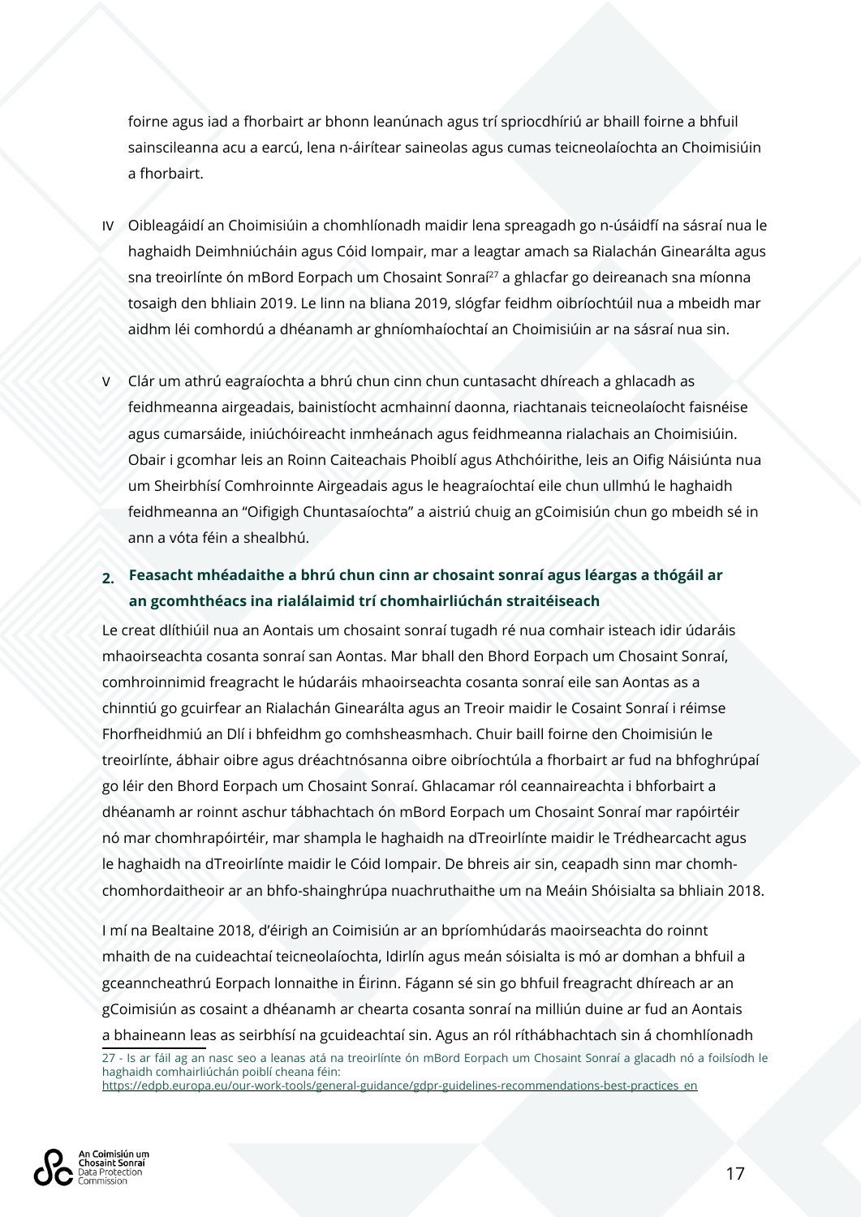foirne agus iad a fhorbairt ar bhonn leanúnach agus trí spriocdhíriú ar bhaill foirne a bhfuil sainscileanna acu a earcú, lena n-áirítear saineolas agus cumas teicneolaíochta an Choimisiúin a fhorbairt.

IV Oibleagáidí an Choimisiúin a chomhlíonadh maidir lena spreagadh go n-úsáidfí na sásraí nua le haghaidh Deimhniúcháin agus Cóid Iompair, mar a leagtar amach sa Rialachán Ginearálta agus sna treoirlínte ón mBord Eorpach um Chosaint Sonraí[27] a ghlacfar go deireanach sna míonna tosaigh den bhliain 2019. Le linn na bliana 2019, slógfar feidhm oibríochtúil nua a mbeidh mar aidhm léi comhordú a dhéanamh ar ghníomhaíochtaí an Choimisiúin ar na sásraí nua sin.

V Clár um athrú eagraíochta a bhrú chun cinn chun cuntasacht dhíreach a ghlacadh as feidhmeanna airgeadais, bainistíocht acmhainní daonna, riachtanais teicneolaíocht faisnéise agus cumarsáide, iniúchóireacht inmheánach agus feidhmeanna rialachais an Choimisiúin. Obair i gcomhar leis an Roinn Caiteachais Phoiblí agus Athchóirithe, leis an Oifig Náisiúnta nua um Sheirbhísí Comhroinnte Airgeadais agus le heagraíochtaí eile chun ullmhú le haghaidh feidhmeanna an "Oifigigh Chuntasaíochta" a aistriú chuig an gCoimisiún chun go mbeidh sé in ann a vóta féin a shealbhú.

## 2. Feasacht mhéadaithe a bhrú chun cinn ar chosaint sonraí agus léargas a thógáil ar an gcomhthéacs ina rialálaimid trí chomhairliúchán straitéiseach

Le creat dlíthiúil nua an Aontais um chosaint sonraí tugadh ré nua comhair isteach idir údaráis mhaoirseachta cosanta sonraí san Aontas. Mar bhall den Bhord Eorpach um Chosaint Sonraí, comhroinnimid freagracht le húdaráis mhaoirseachta cosanta sonraí eile san Aontas as a chinntiú go gcuirfear an Rialachán Ginearálta agus an Treoir maidir le Cosaint Sonraí i réimse Fhorfheidhmiú an Dlí i bhfeidhm go comhsheasmhach. Chuir baill foirne den Choimisiún le treoirlínte, ábhair oibre agus dréachtnósanna oibre oibríochtúla a fhorbairt ar fud na bhfoghrúpaí go léir den Bhord Eorpach um Chosaint Sonraí. Ghlacamar ról ceannaireachta i bhforbairt a dhéanamh ar roinnt aschur tábhachtach ón mBord Eorpach um Chosaint Sonraí mar rapóirtéir nó mar chomhrapóirtéir, mar shampla le haghaidh na dTreoirlínte maidir le Trédhearcacht agus le haghaidh na dTreoirlínte maidir le Cóid Iompair. De bhreis air sin, ceapadh sinn mar chomh-chomhordaitheoir ar an bhfo-shainghrúpa nuachruthaithe um na Meáin Shóisialta sa bhliain 2018.

I mí na Bealtaine 2018, d'éirigh an Coimisiún ar an bpríomhúdarás maoirseachta do roinnt mhaith de na cuideachtaí teicneolaíochta, Idirlín agus meán sóisialta is mó ar domhan a bhfuil a gceanncheathrú Eorpach lonnaithe in Éirinn. Fágann sé sin go bhfuil freagracht dhíreach ar an gCoimisiún as cosaint a dhéanamh ar chearta cosanta sonraí na milliún duine ar fud an Aontais a bhaineann leas as seirbhísí na gcuideachtaí sin. Agus an ról ríthábhachtach sin á chomhlíonadh

27 - Is ar fáil ag an nasc seo a leanas atá na treoirlínte ón mBord Eorpach um Chosaint Sonraí a glacadh nó a foilsíodh le haghaidh comhairliúchán poiblí cheana féin: https://edpb.europa.eu/our-work-tools/general-guidance/gdpr-guidelines-recommendations-best-practices_en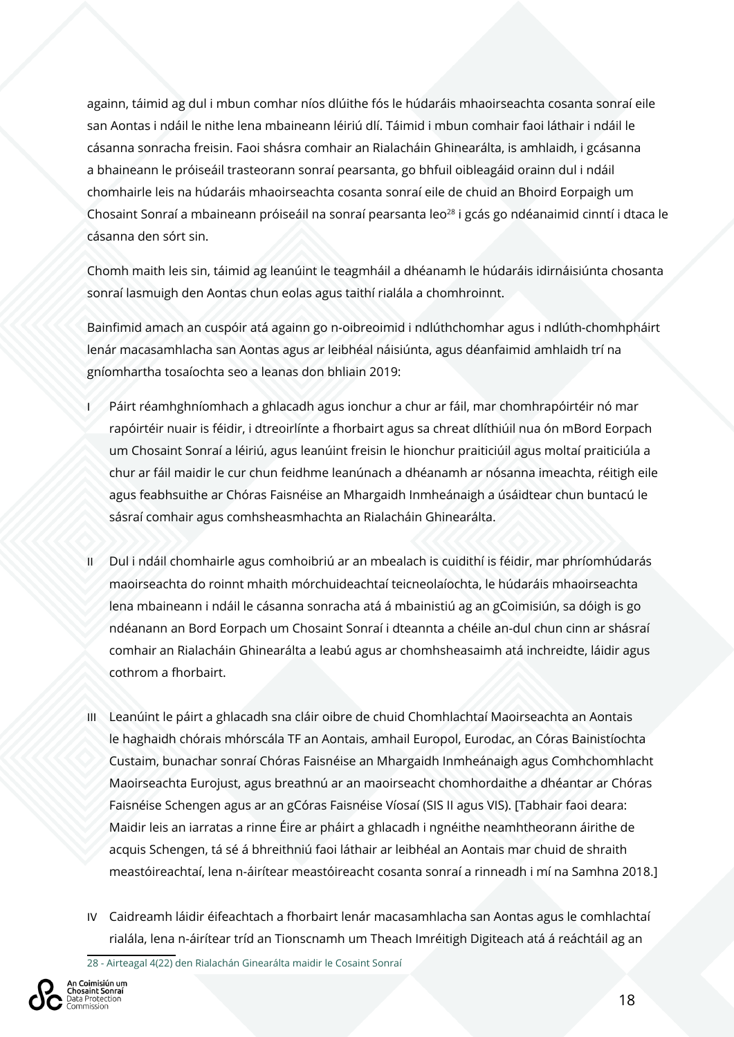againn, táimid ag dul i mbun comhar níos dlúithe fós le húdaráis mhaoirseachta cosanta sonraí eile san Aontas i ndáil le nithe lena mbaineann léiriú dlí. Táimid i mbun comhair faoi láthair i ndáil le cásanna sonracha freisin. Faoi shásra comhair an Rialacháin Ghinearálta, is amhlaidh, i gcásanna a bhaineann le próiseáil trasteorann sonraí pearsanta, go bhfuil oibleagáid orainn dul i ndáil chomhairle leis na húdaráis mhaoirseachta cosanta sonraí eile de chuid an Bhoird Eorpaigh um Chosaint Sonraí a mbaineann próiseáil na sonraí pearsanta leo[28] i gcás go ndéanaimid cinntí i dtaca le cásanna den sórt sin.

Chomh maith leis sin, táimid ag leanúint le teagmháil a dhéanamh le húdaráis idirnáisiúnta chosanta sonraí lasmuigh den Aontas chun eolas agus taithí rialála a chomhroinnt.

Bainfimid amach an cuspóir atá againn go n-oibreoimid i ndlúthchomhar agus i ndlúth-chomhpháirt lenár macasamhlacha san Aontas agus ar leibhéal náisiúnta, agus déanfaimid amhlaidh trí na gníomhartha tosaíochta seo a leanas don bhliain 2019:

I Páirt réamhghníomhach a ghlacadh agus ionchur a chur ar fáil, mar chomhrapóirtéir nó mar rapóirtéir nuair is féidir, i dtreoirlínte a fhorbairt agus sa chreat dlíthiúil nua ón mBord Eorpach um Chosaint Sonraí a léiriú, agus leanúint freisin le hionchur praiticiúil agus moltaí praiticiúla a chur ar fáil maidir le cur chun feidhme leanúnach a dhéanamh ar nósanna imeachta, réitigh eile agus feabhsuithe ar Chóras Faisnéise an Mhargaidh Inmheánaigh a úsáidtear chun buntacú le sásraí comhair agus comhsheasmhachta an Rialacháin Ghinearálta.

II Dul i ndáil chomhairle agus comhoibriú ar an mbealach is cuidithí is féidir, mar phríomhúdarás maoirseachta do roinnt mhaith mórchuideachtaí teicneolaíochta, le húdaráis mhaoirseachta lena mbaineann i ndáil le cásanna sonracha atá á mbainistiú ag an gCoimisiún, sa dóigh is go ndéanann an Bord Eorpach um Chosaint Sonraí i dteannta a chéile an-dul chun cinn ar shásraí comhair an Rialacháin Ghinearálta a leabú agus ar chomhsheasaimh atá inchreidte, láidir agus cothrom a fhorbairt.

III Leanúint le páirt a ghlacadh sna cláir oibre de chuid Chomhlachtaí Maoirseachta an Aontais le haghaidh chórais mhórscála TF an Aontais, amhail Europol, Eurodac, an Córas Bainistíochta Custaim, bunachar sonraí Chóras Faisnéise an Mhargaidh Inmheánaigh agus Comhchomhlacht Maoirseachta Eurojust, agus breathnú ar an maoirseacht chomhordaithe a dhéantar ar Chóras Faisnéise Schengen agus ar an gCóras Faisnéise Víosaí (SIS II agus VIS). [Tabhair faoi deara: Maidir leis an iarratas a rinne Éire ar pháirt a ghlacadh i ngnéithe neamhtheorann áirithe de acquis Schengen, tá sé á bhreithniú faoi láthair ar leibhéal an Aontais mar chuid de shraith meastóireachtaí, lena n-áirítear meastóireacht cosanta sonraí a rinneadh i mí na Samhna 2018.]

IV Caidreamh láidir éifeachtach a fhorbairt lenár macasamhlacha san Aontas agus le comhlachtaí rialála, lena n-áirítear tríd an Tionscnamh um Theach Imréitigh Digiteach atá á reáchtáil ag an

28 - Airteagal 4(22) den Rialachán Ginearálta maidir le Cosaint Sonraí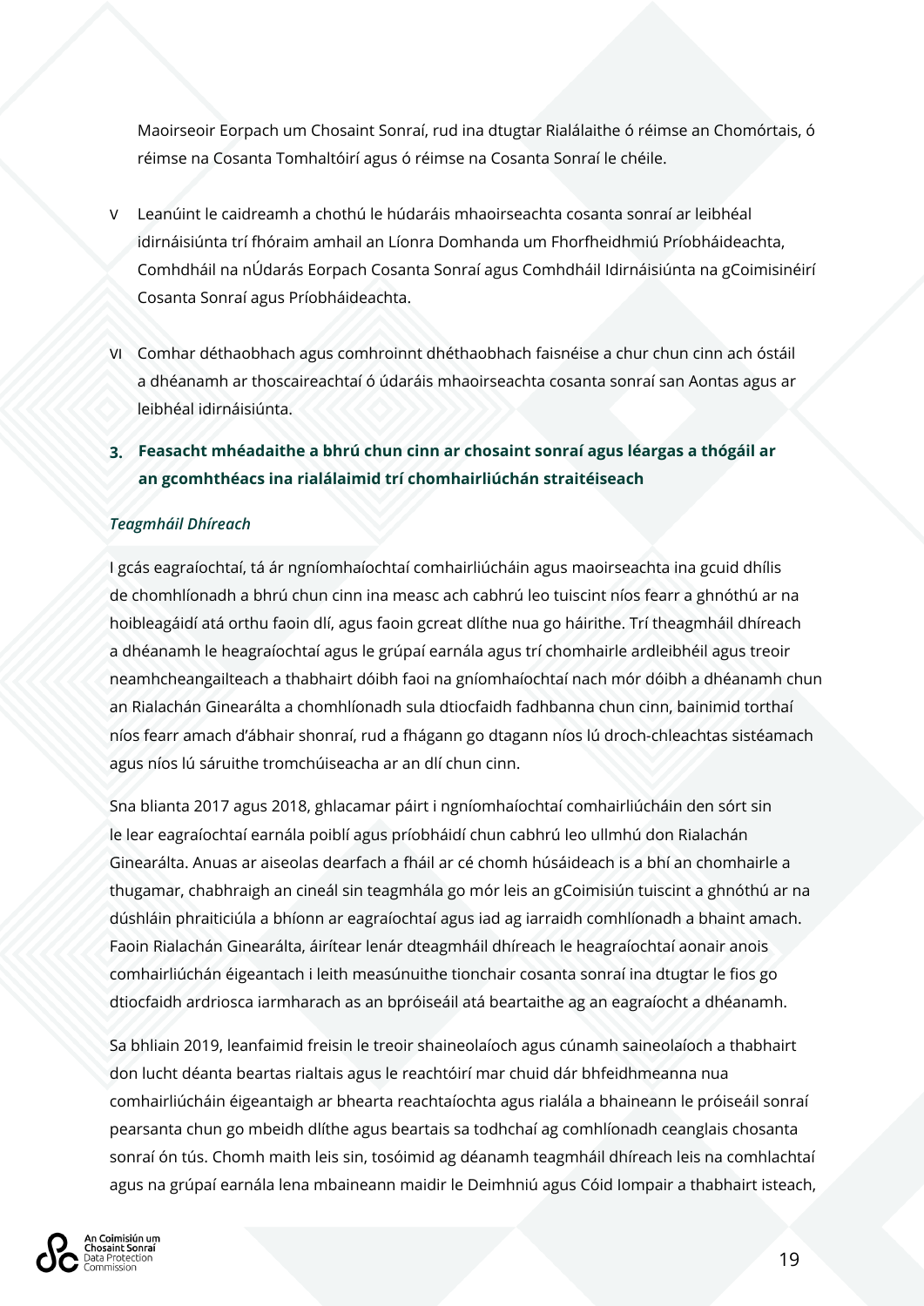Maoirseoir Eorpach um Chosaint Sonraí, rud ina dtugtar Rialálaithe ó réimse an Chomórtais, ó réimse na Cosanta Tomhaltóirí agus ó réimse na Cosanta Sonraí le chéile.

v Leanúint le caidreamh a chothú le húdaráis mhaoirseachta cosanta sonraí ar leibhéal idirnáisiúnta trí fhóraim amhail an Líonra Domhanda um Fhorfheidhmiú Príobháideachta, Comhdháil na nÚdarás Eorpach Cosanta Sonraí agus Comhdháil Idirnáisiúnta na gCoimisinéirí Cosanta Sonraí agus Príobháideachta.

vi Comhar déthaobhach agus comhroinnt dhéthaobhach faisnéise a chur chun cinn ach óstáil a dhéanamh ar thoscaireachtaí ó údaráis mhaoirseachta cosanta sonraí san Aontas agus ar leibhéal idirnáisiúnta.

### 3. Feasacht mhéadaithe a bhrú chun cinn ar chosaint sonraí agus léargas a thógáil ar an gcomhthéacs ina rialálaimid trí chomhairliúchán straitéiseach

*Teagmháil Dhíreach*

I gcás eagraíochtaí, tá ár ngníomhaíochtaí comhairliúcháin agus maoirseachta ina gcuid dhílis de chomhlíonadh a bhrú chun cinn ina measc ach cabhrú leo tuiscint níos fearr a ghnóthú ar na hoibleagáidí atá orthu faoin dlí, agus faoin gcreat dlíthe nua go háirithe. Trí theagmháil dhíreach a dhéanamh le heagraíochtaí agus le grúpaí earnála agus trí chomhairle ardleibhéil agus treoir neamhcheangailteach a thabhairt dóibh faoi na gníomhaíochtaí nach mór dóibh a dhéanamh chun an Rialachán Ginearálta a chomhlíonadh sula dtiocfaidh fadhbanna chun cinn, bainimid torthaí níos fearr amach d'ábhair shonraí, rud a fhágann go dtagann níos lú droch-chleachtas sistéamach agus níos lú sáruithe tromchúiseacha ar an dlí chun cinn.

Sna blianta 2017 agus 2018, ghlacamar páirt i ngníomhaíochtaí comhairliúcháin den sórt sin le lear eagraíochtaí earnála poiblí agus príobháidí chun cabhrú leo ullmhú don Rialachán Ginearálta. Anuas ar aiseolas dearfach a fháil ar cé chomh húsáideach is a bhí an chomhairle a thugamar, chabhraigh an cineál sin teagmhála go mór leis an gCoimisiún tuiscint a ghnóthú ar na dúshláin phraiticiúla a bhíonn ar eagraíochtaí agus iad ag iarraidh comhlíonadh a bhaint amach. Faoin Rialachán Ginearálta, áirítear lenár dteagmháil dhíreach le heagraíochtaí aonair anois comhairliúchán éigeantach i leith measúnuithe tionchair cosanta sonraí ina dtugtar le fios go dtiocfaidh ardriosca iarmharach as an bpróiseáil atá beartaithe ag an eagraíocht a dhéanamh.

Sa bhliain 2019, leanfaimid freisin le treoir shaineolaíoch agus cúnamh saineolaíoch a thabhairt don lucht déanta beartas rialtais agus le reachtóirí mar chuid dár bhfeidhmeanna nua comhairliúcháin éigeantaigh ar bhearta reachtaíochta agus rialála a bhaineann le próiseáil sonraí pearsanta chun go mbeidh dlíthe agus beartais sa todhchaí ag comhlíonadh ceanglais chosanta sonraí ón tús. Chomh maith leis sin, tosóimid ag déanamh teagmháil dhíreach leis na comhlachtaí agus na grúpaí earnála lena mbaineann maidir le Deimhniú agus Cóid Iompair a thabhairt isteach,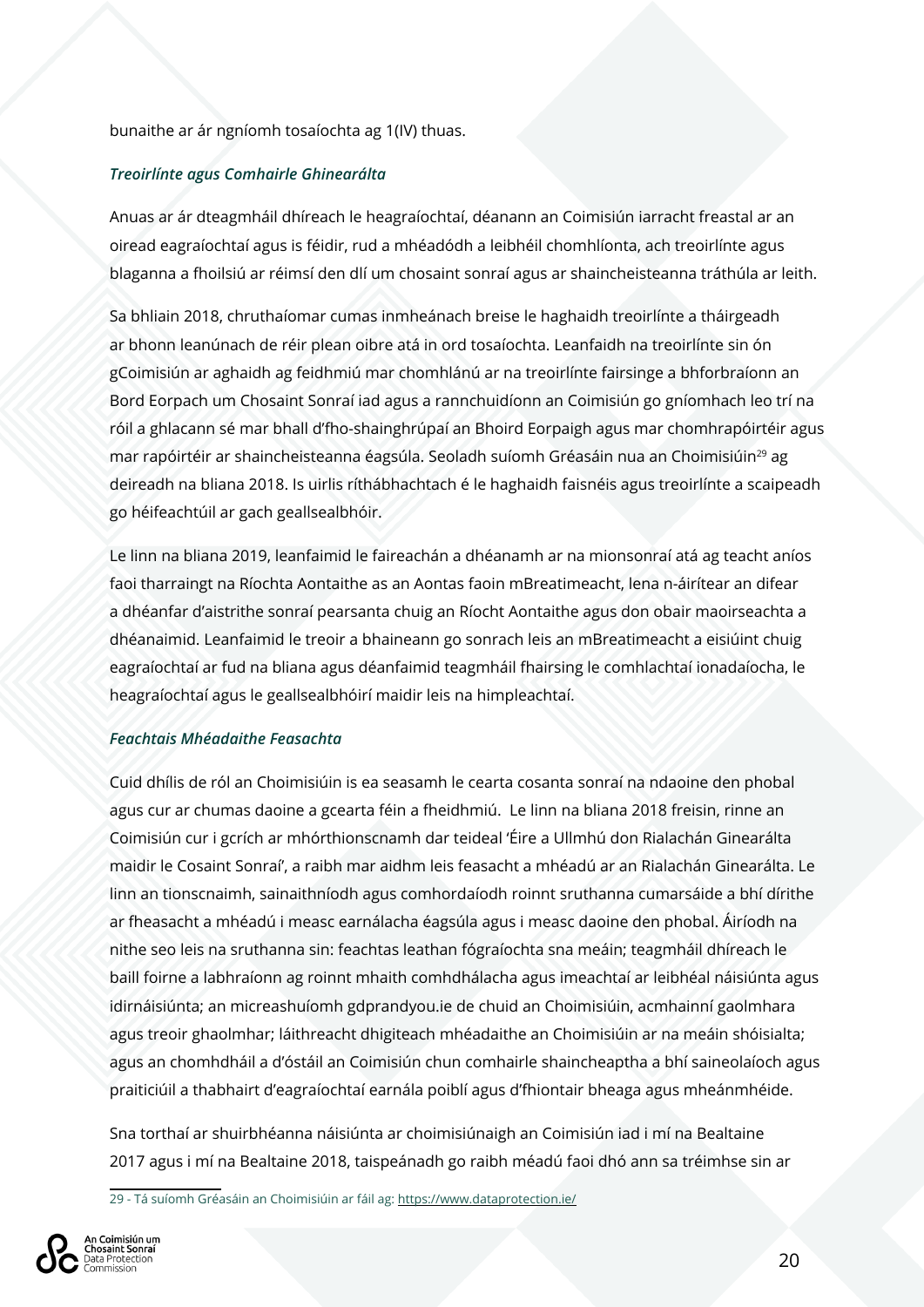bunaithe ar ár ngníomh tosaíochta ag 1(IV) thuas.

### *Treoirlínte agus Comhairle Ghinearálta*

Anuas ar ár dteagmháil dhíreach le heagraíochtaí, déanann an Coimisiún iarracht freastal ar an oiread eagraíochtaí agus is féidir, rud a mhéadódh a leibhéil chomhlíonta, ach treoirlínte agus blaganna a fhoilsiú ar réimsí den dlí um chosaint sonraí agus ar shaincheisteanna tráthúla ar leith.

Sa bhliain 2018, chruthaíomar cumas inmheánach breise le haghaidh treoirlínte a tháirgeadh ar bhonn leanúnach de réir plean oibre atá in ord tosaíochta. Leanfaidh na treoirlínte sin ón gCoimisiún ar aghaidh ag feidhmiú mar chomhlánú ar na treoirlínte fairsinge a bhforbraíonn an Bord Eorpach um Chosaint Sonraí iad agus a rannchuidíonn an Coimisiún go gníomhach leo trí na róil a ghlacann sé mar bhall d'fho-shainghrúpaí an Bhoird Eorpaigh agus mar chomhrapóirtéir agus mar rapóirtéir ar shaincheisteanna éagsúla. Seoladh suíomh Gréasáin nua an Choimisiúin[29] ag deireadh na bliana 2018. Is uirlis ríthábhachtach é le haghaidh faisnéis agus treoirlínte a scaipeadh go héifeachtúil ar gach geallsealbhóir.

Le linn na bliana 2019, leanfaimid le faireachán a dhéanamh ar na mionsonraí atá ag teacht aníos faoi tharraingt na Ríochta Aontaithe as an Aontas faoin mBreatimeacht, lena n-áirítear an difear a dhéanfar d'aistrithe sonraí pearsanta chuig an Ríocht Aontaithe agus don obair maoirseachta a dhéanaimid. Leanfaimid le treoir a bhaineann go sonrach leis an mBreatimeacht a eisiúint chuig eagraíochtaí ar fud na bliana agus déanfaimid teagmháil fhairsing le comhlachtaí ionadaíocha, le heagraíochtaí agus le geallsealbhóirí maidir leis na himpleachtaí.

### *Feachtais Mhéadaithe Feasachta*

Cuid dhílis de ról an Choimisiúin is ea seasamh le cearta cosanta sonraí na ndaoine den phobal agus cur ar chumas daoine a gcearta féin a fheidhmiú. Le linn na bliana 2018 freisin, rinne an Coimisiún cur i gcrích ar mhórthionscnamh dar teideal 'Éire a Ullmhú don Rialachán Ginearálta maidir le Cosaint Sonraí', a raibh mar aidhm leis feasacht a mhéadú ar an Rialachán Ginearálta. Le linn an tionscnaimh, sainaithníodh agus comhordaíodh roinnt sruthanna cumarsáide a bhí dírithe ar fheasacht a mhéadú i measc earnálacha éagsúla agus i measc daoine den phobal. Áiríodh na nithe seo leis na sruthanna sin: feachtas leathan fógraíochta sna meáin; teagmháil dhíreach le baill foirne a labhraíonn ag roinnt mhaith comhdhálacha agus imeachtaí ar leibhéal náisiúnta agus idirnáisiúnta; an micreashuíomh gdprandyou.ie de chuid an Choimisiúin, acmhainní gaolmhara agus treoir ghaolmhar; láithreacht dhigiteach mhéadaithe an Choimisiúin ar na meáin shóisialta; agus an chomhdháil a d'óstáil an Coimisiún chun comhairle shaincheaptha a bhí saineolaíoch agus praiticiúil a thabhairt d'eagraíochtaí earnála poiblí agus d'fhiontair bheaga agus mheánmhéide.

Sna torthaí ar shuirbhéanna náisiúnta ar choimisiúnaigh an Coimisiún iad i mí na Bealtaine 2017 agus i mí na Bealtaine 2018, taispeánadh go raibh méadú faoi dhó ann sa tréimhse sin ar

---

29 - Tá suíomh Gréasáin an Choimisiúin ar fáil ag: https://www.dataprotection.ie/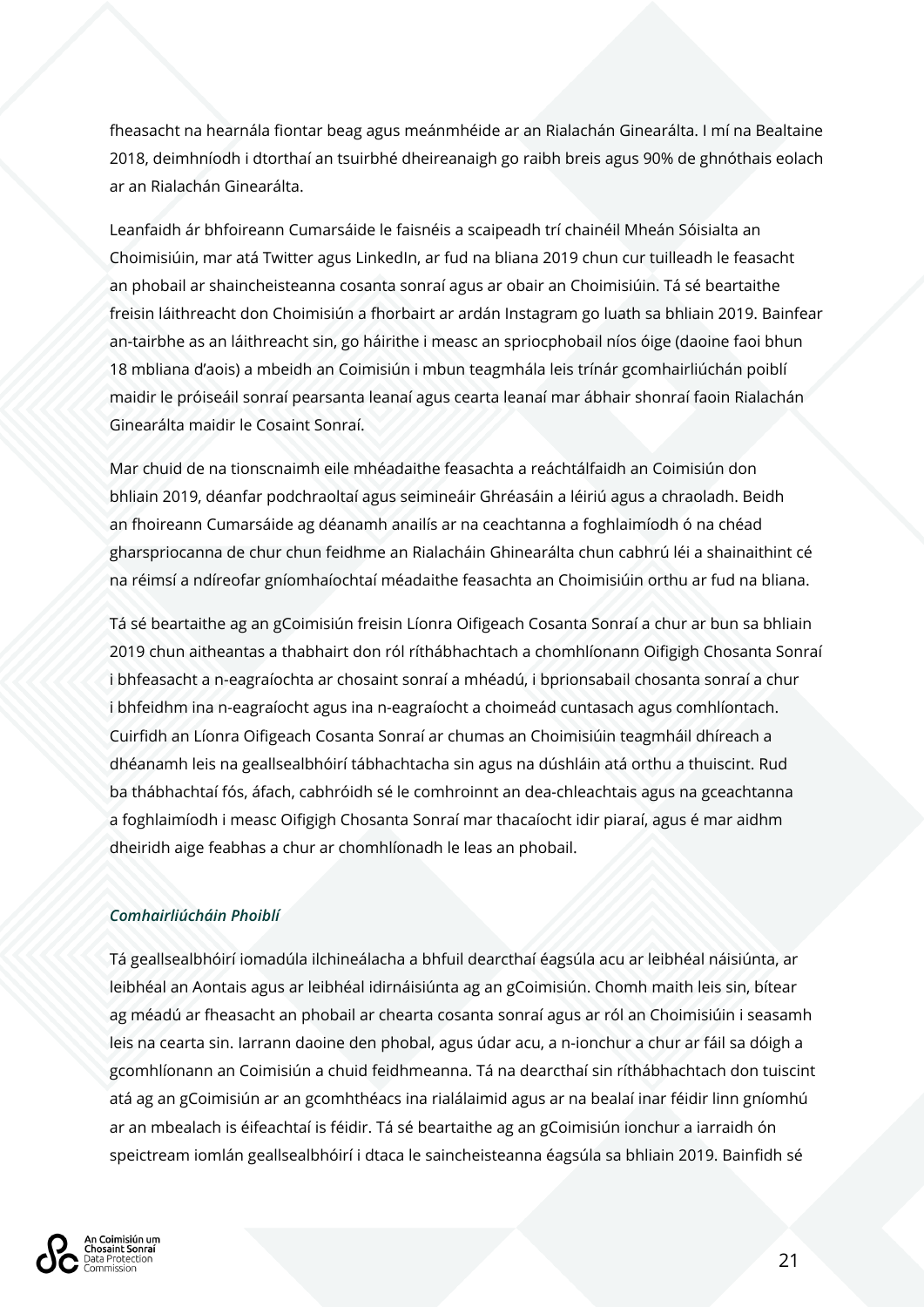fheasacht na hearnála fiontar beag agus meánmhéide ar an Rialachán Ginearálta. I mí na Bealtaine 2018, deimhníodh i dtorthaí an tsuirbhé dheireanaigh go raibh breis agus 90% de ghnóthais eolach ar an Rialachán Ginearálta.

Leanfaidh ár bhfoireann Cumarsáide le faisnéis a scaipeadh trí chainéil Mheán Sóisialta an Choimisiúin, mar atá Twitter agus LinkedIn, ar fud na bliana 2019 chun cur tuilleadh le feasacht an phobail ar shaincheisteanna cosanta sonraí agus ar obair an Choimisiúin. Tá sé beartaithe freisin láithreacht don Choimisiún a fhorbairt ar ardán Instagram go luath sa bhliain 2019. Bainfear an-tairbhe as an láithreacht sin, go háirithe i measc an spriocphobail níos óige (daoine faoi bhun 18 mbliana d'aois) a mbeidh an Coimisiún i mbun teagmhála leis trínár gcomhairliúchán poiblí maidir le próiseáil sonraí pearsanta leanaí agus cearta leanaí mar ábhair shonraí faoin Rialachán Ginearálta maidir le Cosaint Sonraí.

Mar chuid de na tionscnaimh eile mhéadaithe feasachta a reáchtálfaidh an Coimisiún don bhliain 2019, déanfar podchraoltaí agus seimineáir Ghréasáin a léiriú agus a chraoladh. Beidh an fhoireann Cumarsáide ag déanamh anailís ar na ceachtanna a foghlaimíodh ó na chéad gharspriocanna de chur chun feidhme an Rialacháin Ghinearálta chun cabhrú léi a shainaithint cé na réimsí a ndíreofar gníomhaíochtaí méadaithe feasachta an Choimisiúin orthu ar fud na bliana.

Tá sé beartaithe ag an gCoimisiún freisin Líonra Oifigeach Cosanta Sonraí a chur ar bun sa bhliain 2019 chun aitheantas a thabhairt don ról ríthábhachtach a chomhlíonann Oifigigh Chosanta Sonraí i bhfeasacht a n-eagraíochta ar chosaint sonraí a mhéadú, i bprionsabail chosanta sonraí a chur i bhfeidhm ina n-eagraíocht agus ina n-eagraíocht a choimeád cuntasach agus comhlíontach. Cuirfidh an Líonra Oifigeach Cosanta Sonraí ar chumas an Choimisiúin teagmháil dhíreach a dhéanamh leis na geallsealbhóirí tábhachtacha sin agus na dúshláin atá orthu a thuiscint. Rud ba thábhachtaí fós, áfach, cabhróidh sé le comhroinnt an dea-chleachtais agus na gceachtanna a foghlaimíodh i measc Oifigigh Chosanta Sonraí mar thacaíocht idir piaraí, agus é mar aidhm dheiridh aige feabhas a chur ar chomhlíonadh le leas an phobail.

### *Comhairliúcháin Phoiblí*

Tá geallsealbhóirí iomadúla ilchineálacha a bhfuil dearcthaí éagsúla acu ar leibhéal náisiúnta, ar leibhéal an Aontais agus ar leibhéal idirnáisiúnta ag an gCoimisiún. Chomh maith leis sin, bítear ag méadú ar fheasacht an phobail ar chearta cosanta sonraí agus ar ról an Choimisiúin i seasamh leis na cearta sin. Iarrann daoine den phobal, agus údar acu, a n-ionchur a chur ar fáil sa dóigh a gcomhlíonann an Coimisiún a chuid feidhmeanna. Tá na dearcthaí sin ríthábhachtach don tuiscint atá ag an gCoimisiún ar an gcomhthéacs ina rialálaimid agus ar na bealaí inar féidir linn gníomhú ar an mbealach is éifeachtaí is féidir. Tá sé beartaithe ag an gCoimisiún ionchur a iarraidh ón speictream iomlán geallsealbhóirí i dtaca le saincheisteanna éagsúla sa bhliain 2019. Bainfidh sé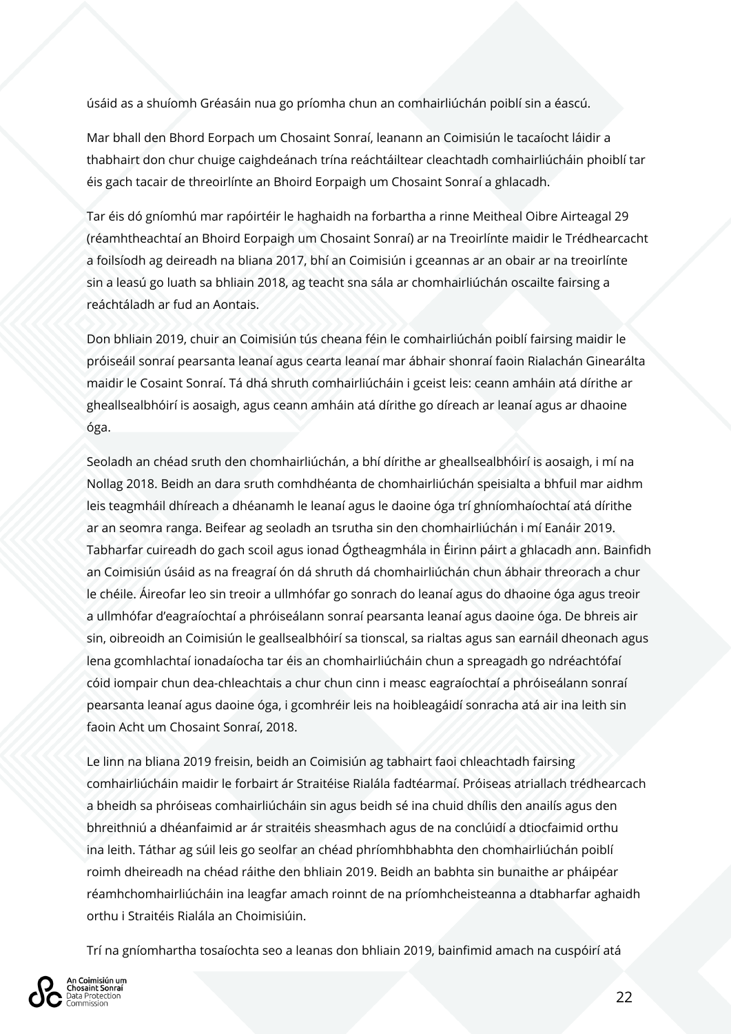úsáid as a shuíomh Gréasáin nua go príomha chun an comhairliúchán poiblí sin a éascú.

Mar bhall den Bhord Eorpach um Chosaint Sonraí, leanann an Coimisiún le tacaíocht láidir a thabhairt don chur chuige caighdeánach trína reáchtáiltear cleachtadh comhairliúcháin phoiblí tar éis gach tacair de threoirlínte an Bhoird Eorpaigh um Chosaint Sonraí a ghlacadh.

Tar éis dó gníomhú mar rapóirtéir le haghaidh na forbartha a rinne Meitheal Oibre Airteagal 29 (réamhtheachtaí an Bhoird Eorpaigh um Chosaint Sonraí) ar na Treoirlínte maidir le Trédhearcacht a foilsíodh ag deireadh na bliana 2017, bhí an Coimisiún i gceannas ar an obair ar na treoirlínte sin a leasú go luath sa bhliain 2018, ag teacht sna sála ar chomhairliúchán oscailte fairsing a reáchtáladh ar fud an Aontais.

Don bhliain 2019, chuir an Coimisiún tús cheana féin le comhairliúchán poiblí fairsing maidir le próiseáil sonraí pearsanta leanaí agus cearta leanaí mar ábhair shonraí faoin Rialachán Ginearálta maidir le Cosaint Sonraí. Tá dhá shruth comhairliúcháin i gceist leis: ceann amháin atá dírithe ar gheallsealbhóirí is aosaigh, agus ceann amháin atá dírithe go díreach ar leanaí agus ar dhaoine óga.

Seoladh an chéad sruth den chomhairliúchán, a bhí dírithe ar gheallsealbhóirí is aosaigh, i mí na Nollag 2018. Beidh an dara sruth comhdhéanta de chomhairliúchán speisialta a bhfuil mar aidhm leis teagmháil dhíreach a dhéanamh le leanaí agus le daoine óga trí ghníomhaíochtaí atá dírithe ar an seomra ranga. Beifear ag seoladh an tsrutha sin den chomhairliúchán i mí Eanáir 2019. Tabharfar cuireadh do gach scoil agus ionad Ógtheagmhála in Éirinn páirt a ghlacadh ann. Bainfidh an Coimisiún úsáid as na freagraí ón dá shruth dá chomhairliúchán chun ábhair threorach a chur le chéile. Áireofar leo sin treoir a ullmhófar go sonrach do leanaí agus do dhaoine óga agus treoir a ullmhófar d'eagraíochtaí a phróiseálann sonraí pearsanta leanaí agus daoine óga. De bhreis air sin, oibreoidh an Coimisiún le geallsealbhóirí sa tionscal, sa rialtas agus san earnáil dheonach agus lena gcomhlachtaí ionadaíocha tar éis an chomhairliúcháin chun a spreagadh go ndréachtófaí cóid iompair chun dea-chleachtais a chur chun cinn i measc eagraíochtaí a phróiseálann sonraí pearsanta leanaí agus daoine óga, i gcomhréir leis na hoibleagáidí sonracha atá air ina leith sin faoin Acht um Chosaint Sonraí, 2018.

Le linn na bliana 2019 freisin, beidh an Coimisiún ag tabhairt faoi chleachtadh fairsing comhairliúcháin maidir le forbairt ár Straitéise Rialála fadtéarmaí. Próiseas atriallach trédhearcach a bheidh sa phróiseas comhairliúcháin sin agus beidh sé ina chuid dhílis den anailís agus den bhreithniú a dhéanfaimid ar ár straitéis sheasmhach agus de na conclúidí a dtiocfaimid orthu ina leith. Táthar ag súil leis go seolfar an chéad phríomhbhabhta den chomhairliúchán poiblí roimh dheireadh na chéad ráithe den bhliain 2019. Beidh an babhta sin bunaithe ar pháipéar réamhchomhairliúcháin ina leagfar amach roinnt de na príomhcheisteanna a dtabharfar aghaidh orthu i Straitéis Rialála an Choimisiúin.

Trí na gníomhartha tosaíochta seo a leanas don bhliain 2019, bainfimid amach na cuspóirí atá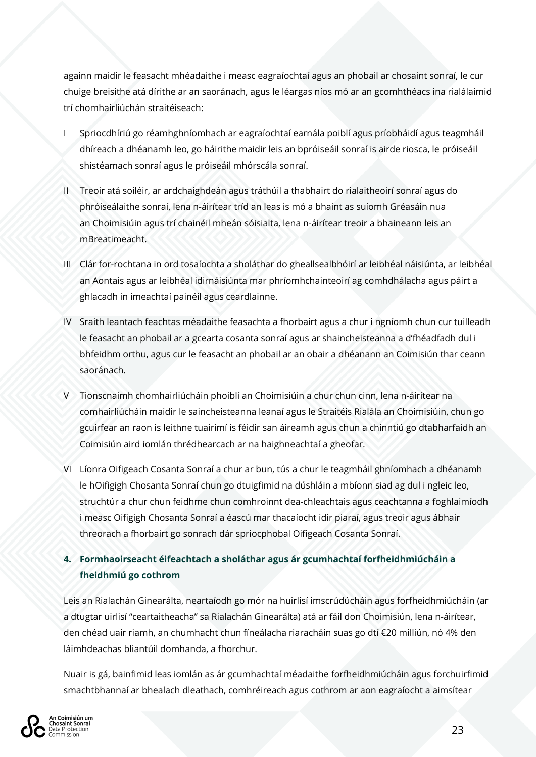againn maidir le feasacht mhéadaithe i measc eagraíochtaí agus an phobail ar chosaint sonraí, le cur chuige breisithe atá dírithe ar an saoránach, agus le léargas níos mó ar an gcomhthéacs ina rialálaimid trí chomhairliúchán straitéiseach:

I Spriocdhíriú go réamhghníomhach ar eagraíochtaí earnála poiblí agus príobháidí agus teagmháil dhíreach a dhéanamh leo, go háirithe maidir leis an bpróiseáil sonraí is airde riosca, le próiseáil shistéamach sonraí agus le próiseáil mhórscála sonraí.

II Treoir atá soiléir, ar ardchaighdeán agus tráthúil a thabhairt do rialaitheoirí sonraí agus do phróiseálaithe sonraí, lena n-áirítear tríd an leas is mó a bhaint as suíomh Gréasáin nua an Choimisiúin agus trí chainéil mheán sóisialta, lena n-áirítear treoir a bhaineann leis an mBreatimeacht.

III Clár for-rochtana in ord tosaíochta a sholáthar do gheallsealbhóirí ar leibhéal náisiúnta, ar leibhéal an Aontais agus ar leibhéal idirnáisiúnta mar phríomhchainteoirí ag comhdhálacha agus páirt a ghlacadh in imeachtaí painéil agus ceardlainne.

IV Sraith leantach feachtas méadaithe feasachta a fhorbairt agus a chur i ngníomh chun cur tuilleadh le feasacht an phobail ar a gcearta cosanta sonraí agus ar shaincheisteanna a d'fhéadfadh dul i bhfeidhm orthu, agus cur le feasacht an phobail ar an obair a dhéanann an Coimisiún thar ceann saoránach.

V Tionscnaimh chomhairliúcháin phoiblí an Choimisiúin a chur chun cinn, lena n-áirítear na comhairliúcháin maidir le saincheisteanna leanaí agus le Straitéis Rialála an Choimisiúin, chun go gcuirfear an raon is leithne tuairimí is féidir san áireamh agus chun a chinntiú go dtabharfaidh an Coimisiún aird iomlán thrédhearcach ar na haighneachtaí a gheofar.

VI Líonra Oifigeach Cosanta Sonraí a chur ar bun, tús a chur le teagmháil ghníomhach a dhéanamh le hOifigigh Chosanta Sonraí chun go dtuigfimid na dúshláin a mbíonn siad ag dul i ngleic leo, struchtúr a chur chun feidhme chun comhroinnt dea-chleachtais agus ceachtanna a foghlaimíodh i measc Oifigigh Chosanta Sonraí a éascú mar thacaíocht idir piaraí, agus treoir agus ábhair threorach a fhorbairt go sonrach dár spriocphobal Oifigeach Cosanta Sonraí.

### 4. Formhaoirseacht éifeachtach a sholáthar agus ár gcumhachtaí forfheidhmiúcháin a fheidhmiú go cothrom

Leis an Rialachán Ginearálta, neartaíodh go mór na huirlisí imscrúdúcháin agus forfheidhmiúcháin (ar a dtugtar uirlisí "ceartaitheacha" sa Rialachán Ginearálta) atá ar fáil don Choimisiún, lena n-áirítear, den chéad uair riamh, an chumhacht chun fíneálacha riaracháin suas go dtí €20 milliún, nó 4% den láimhdeachas bliantúil domhanda, a fhorchur.

Nuair is gá, bainfimid leas iomlán as ár gcumhachtaí méadaithe forfheidhmiúcháin agus forchuirfimid smachtbhannaí ar bhealach dleathach, comhréireach agus cothrom ar aon eagraíocht a aimsítear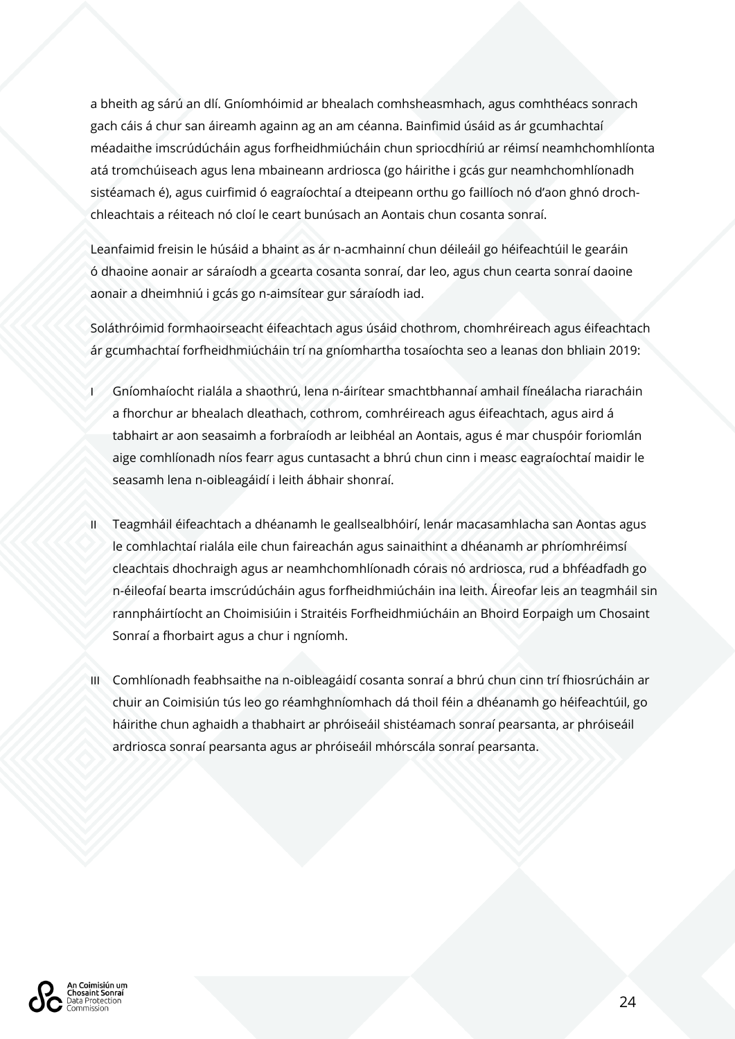a bheith ag sárú an dlí. Gníomhóimid ar bhealach comhsheasmhach, agus comhthéacs sonrach gach cáis á chur san áireamh againn ag an am céanna. Bainfimid úsáid as ár gcumhachtaí méadaithe imscrúdúcháin agus forfheidhmiúcháin chun spriocdhíriú ar réimsí neamhchomhlíonta atá tromchúiseach agus lena mbaineann ardriosca (go háirithe i gcás gur neamhchomhlíonadh sistéamach é), agus cuirfimid ó eagraíochtaí a dteipeann orthu go faillíoch nó d'aon ghnó droch-chleachtais a réiteach nó cloí le ceart bunúsach an Aontais chun cosanta sonraí.

Leanfaimid freisin le húsáid a bhaint as ár n-acmhainní chun déileáil go héifeachtúil le gearáin ó dhaoine aonair ar sáraíodh a gcearta cosanta sonraí, dar leo, agus chun cearta sonraí daoine aonair a dheimhniú i gcás go n-aimsítear gur sáraíodh iad.

Soláthróimid formhaoirseacht éifeachtach agus úsáid chothrom, chomhréireach agus éifeachtach ár gcumhachtaí forfheidhmiúcháin trí na gníomhartha tosaíochta seo a leanas don bhliain 2019:

I Gníomhaíocht rialála a shaothrú, lena n-áirítear smachtbhannaí amhail fíneálacha riaracháin a fhorchur ar bhealach dleathach, cothrom, comhréireach agus éifeachtach, agus aird á tabhairt ar aon seasaimh a forbraíodh ar leibhéal an Aontais, agus é mar chuspóir foriomlán aige comhlíonadh níos fearr agus cuntasacht a bhrú chun cinn i measc eagraíochtaí maidir le seasamh lena n-oibleagáidí i leith ábhair shonraí.

II Teagmháil éifeachtach a dhéanamh le geallsealbhóirí, lenár macasamhlacha san Aontas agus le comhlachtaí rialála eile chun faireachán agus sainaithint a dhéanamh ar phríomhréimsí cleachtais dhochraigh agus ar neamhchomhlíonadh córais nó ardriosca, rud a bhféadfadh go n-éileofaí bearta imscrúdúcháin agus forfheidhmiúcháin ina leith. Áireofar leis an teagmháil sin rannpháirtíocht an Choimisiúin i Straitéis Forfheidhmiúcháin an Bhoird Eorpaigh um Chosaint Sonraí a fhorbairt agus a chur i ngníomh.

III Comhlíonadh feabhsaithe na n-oibleagáidí cosanta sonraí a bhrú chun cinn trí fhiosrúcháin ar chuir an Coimisiún tús leo go réamhghníomhach dá thoil féin a dhéanamh go héifeachtúil, go háirithe chun aghaidh a thabhairt ar phróiseáil shistéamach sonraí pearsanta, ar phróiseáil ardriosca sonraí pearsanta agus ar phróiseáil mhórscála sonraí pearsanta.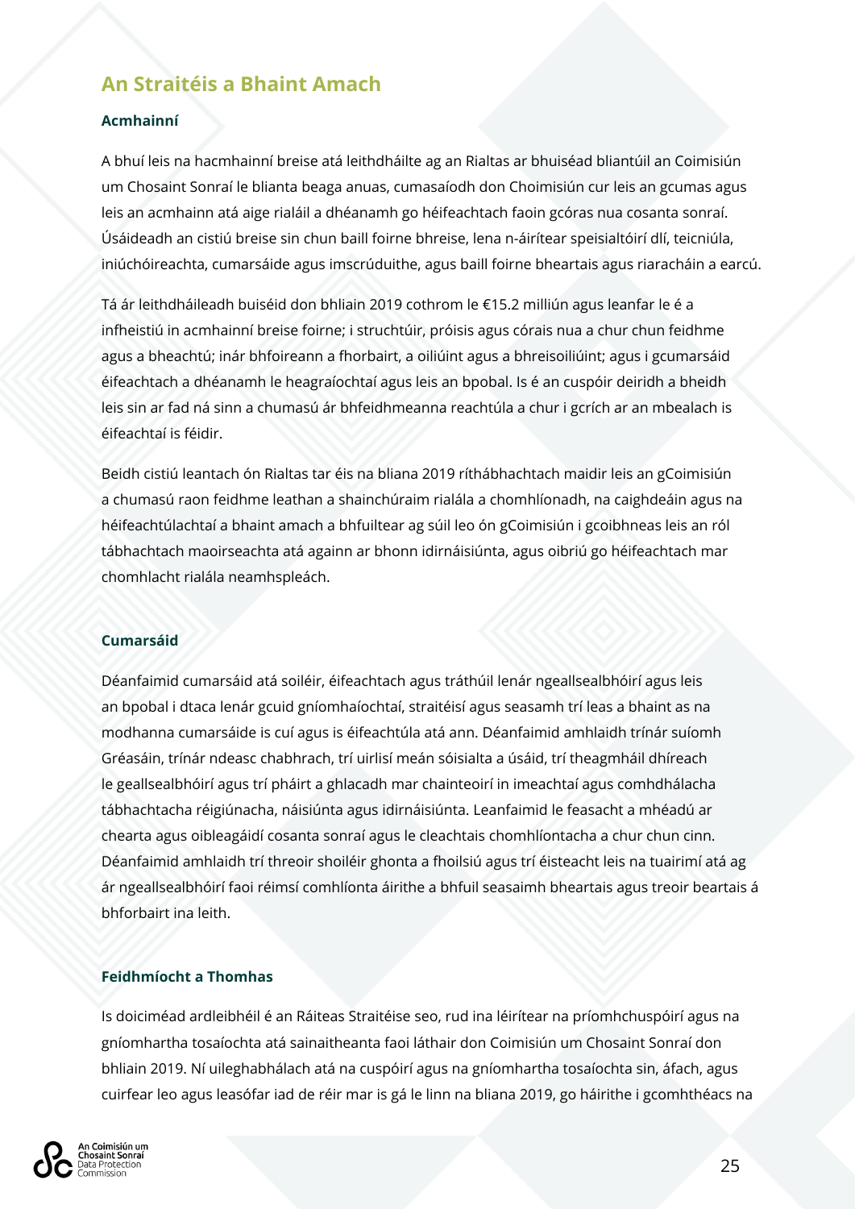## An Straitéis a Bhaint Amach

### Acmhainní

A bhuí leis na hacmhainní breise atá leithdháilte ag an Rialtas ar bhuiséad bliantúil an Coimisiún um Chosaint Sonraí le blianta beaga anuas, cumasaíodh don Choimisiún cur leis an gcumas agus leis an acmhainn atá aige rialáil a dhéanamh go héifeachtach faoin gcóras nua cosanta sonraí. Úsáideadh an cistiú breise sin chun baill foirne bhreise, lena n-áirítear speisialtóirí dlí, teicniúla, iniúchóireachta, cumarsáide agus imscrúduithe, agus baill foirne bheartais agus riaracháin a earcú.

Tá ár leithdháileadh buiséid don bhliain 2019 cothrom le €15.2 milliún agus leanfar le é a infheistiú in acmhainní breise foirne; i struchtúir, próisis agus córais nua a chur chun feidhme agus a bheachtú; inár bhfoireann a fhorbairt, a oiliúint agus a bhreisoiliúint; agus i gcumarsáid éifeachtach a dhéanamh le heagraíochtaí agus leis an bpobal. Is é an cuspóir deiridh a bheidh leis sin ar fad ná sinn a chumasú ár bhfeidhmeanna reachtúla a chur i gcrích ar an mbealach is éifeachtaí is féidir.

Beidh cistiú leantach ón Rialtas tar éis na bliana 2019 ríthábhachtach maidir leis an gCoimisiún a chumasú raon feidhme leathan a shainchúraim rialála a chomhlíonadh, na caighdeáin agus na héifeachtúlachtaí a bhaint amach a bhfuiltear ag súil leo ón gCoimisiún i gcoibhneas leis an ról tábhachtach maoirseachta atá againn ar bhonn idirnáisiúnta, agus oibriú go héifeachtach mar chomhlacht rialála neamhspleách.

### Cumarsáid

Déanfaimid cumarsáid atá soiléir, éifeachtach agus tráthúil lenár ngeallsealbhóirí agus leis an bpobal i dtaca lenár gcuid gníomhaíochtaí, straitéisí agus seasamh trí leas a bhaint as na modhanna cumarsáide is cuí agus is éifeachtúla atá ann. Déanfaimid amhlaidh trínár suíomh Gréasáin, trínár ndeasc chabhrach, trí uirlisí meán sóisialta a úsáid, trí theagmháil dhíreach le geallsealbhóirí agus trí pháirt a ghlacadh mar chainteoirí in imeachtaí agus comhdhálacha tábhachtacha réigiúnacha, náisiúnta agus idirnáisiúnta. Leanfaimid le feasacht a mhéadú ar chearta agus oibleagáidí cosanta sonraí agus le cleachtais chomhlíontacha a chur chun cinn. Déanfaimid amhlaidh trí threoir shoiléir ghonta a fhoilsiú agus trí éisteacht leis na tuairimí atá ag ár ngeallsealbhóirí faoi réimsí comhlíonta áirithe a bhfuil seasaimh bheartais agus treoir beartais á bhforbairt ina leith.

### Feidhmíocht a Thomhas

Is doiciméad ardleibhéil é an Ráiteas Straitéise seo, rud ina léirítear na príomhchuspóirí agus na gníomhartha tosaíochta atá sainaitheanta faoi láthair don Coimisiún um Chosaint Sonraí don bhliain 2019. Ní uileghabhálach atá na cuspóirí agus na gníomhartha tosaíochta sin, áfach, agus cuirfear leo agus leasófar iad de réir mar is gá le linn na bliana 2019, go háirithe i gcomhthéacs na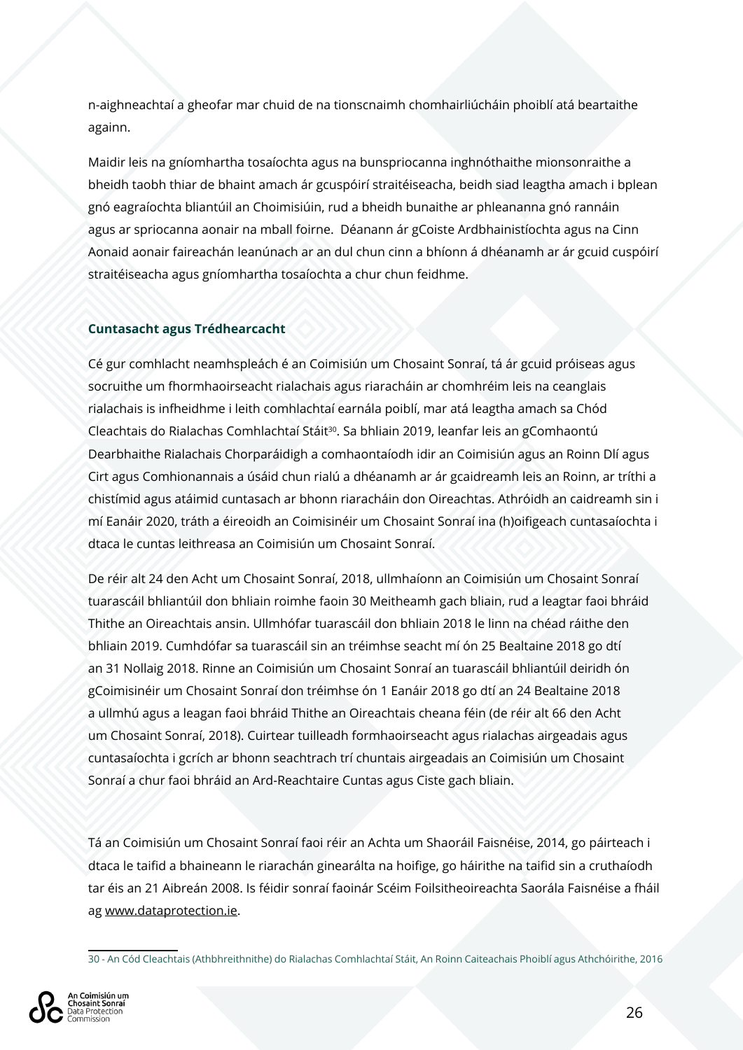n-aighneachtaí a gheofar mar chuid de na tionscnaimh chomhairliúcháin phoiblí atá beartaithe againn.

Maidir leis na gníomhartha tosaíochta agus na bunspriocanna inghnóthaithe mionsonraithe a bheidh taobh thiar de bhaint amach ár gcuspóirí straitéiseacha, beidh siad leagtha amach i bplean gnó eagraíochta bliantúil an Choimisiúin, rud a bheidh bunaithe ar phleananna gnó rannáin agus ar spriocanna aonair na mball foirne. Déanann ár gCoiste Ardbhainistíochta agus na Cinn Aonaid aonair faireachán leanúnach ar an dul chun cinn a bhíonn á dhéanamh ar ár gcuid cuspóirí straitéiseacha agus gníomhartha tosaíochta a chur chun feidhme.

### Cuntasacht agus Trédhearcacht

Cé gur comhlacht neamhspleách é an Coimisiún um Chosaint Sonraí, tá ár gcuid próiseas agus socruithe um fhormhaoirseacht rialachais agus riaracháin ar chomhréim leis na ceanglais rialachais is infheidhme i leith comhlachtaí earnála poiblí, mar atá leagtha amach sa Chód Cleachtais do Rialachas Comhlachtaí Stáit[30]. Sa bhliain 2019, leanfar leis an gComhaontú Dearbhaithe Rialachais Chorparáidigh a comhaontaíodh idir an Coimisiún agus an Roinn Dlí agus Cirt agus Comhionannais a úsáid chun rialú a dhéanamh ar ár gcaidreamh leis an Roinn, ar tríthi a chistímid agus atáimid cuntasach ar bhonn riaracháin don Oireachtas. Athróidh an caidreamh sin i mí Eanáir 2020, tráth a éireoidh an Coimisinéir um Chosaint Sonraí ina (h)oifigeach cuntasaíochta i dtaca le cuntas leithreasa an Coimisiún um Chosaint Sonraí.

De réir alt 24 den Acht um Chosaint Sonraí, 2018, ullmhaíonn an Coimisiún um Chosaint Sonraí tuarascáil bhliantúil don bhliain roimhe faoin 30 Meitheamh gach bliain, rud a leagtar faoi bhráid Thithe an Oireachtais ansin. Ullmhófar tuarascáil don bhliain 2018 le linn na chéad ráithe den bhliain 2019. Cumhdófar sa tuarascáil sin an tréimhse seacht mí ón 25 Bealtaine 2018 go dtí an 31 Nollaig 2018. Rinne an Coimisiún um Chosaint Sonraí an tuarascáil bhliantúil deiridh ón gCoimisinéir um Chosaint Sonraí don tréimhse ón 1 Eanáir 2018 go dtí an 24 Bealtaine 2018 a ullmhú agus a leagan faoi bhráid Thithe an Oireachtais cheana féin (de réir alt 66 den Acht um Chosaint Sonraí, 2018). Cuirtear tuilleadh formhaoirseacht agus rialachas airgeadais agus cuntasaíochta i gcrích ar bhonn seachtrach trí chuntais airgeadais an Coimisiún um Chosaint Sonraí a chur faoi bhráid an Ard-Reachtaire Cuntas agus Ciste gach bliain.

Tá an Coimisiún um Chosaint Sonraí faoi réir an Achta um Shaoráil Faisnéise, 2014, go páirteach i dtaca le taifid a bhaineann le riarachán ginearálta na hoifige, go háirithe na taifid sin a cruthaíodh tar éis an 21 Aibreán 2008. Is féidir sonraí faoinár Scéim Foilsitheoireachta Saorála Faisnéise a fháil ag www.dataprotection.ie.

---

30 - An Cód Cleachtais (Athbhreithnithe) do Rialachas Comhlachtaí Stáit, An Roinn Caiteachais Phoiblí agus Athchóirithe, 2016